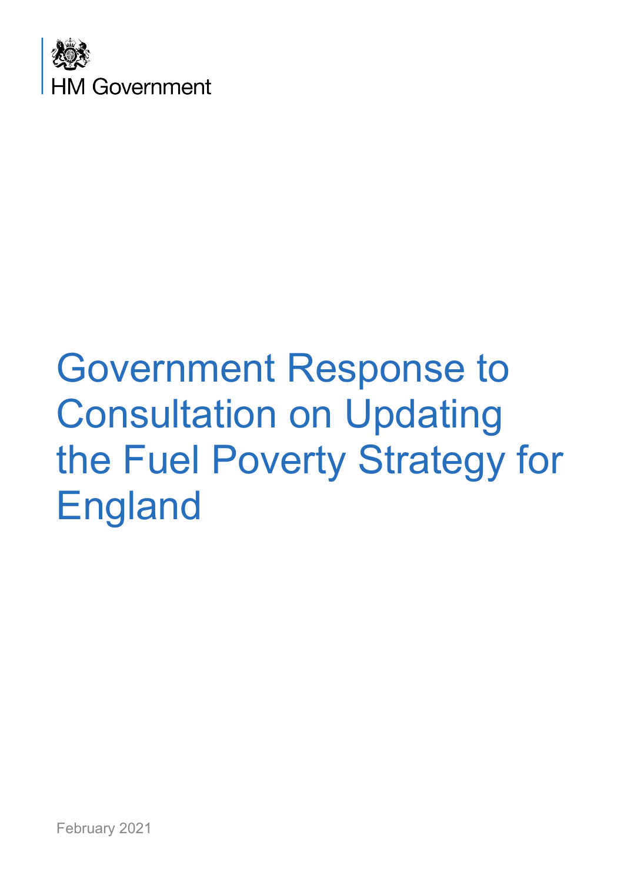HM Government

# Government Response to Consultation on Updating the Fuel Poverty Strategy for England

February 2021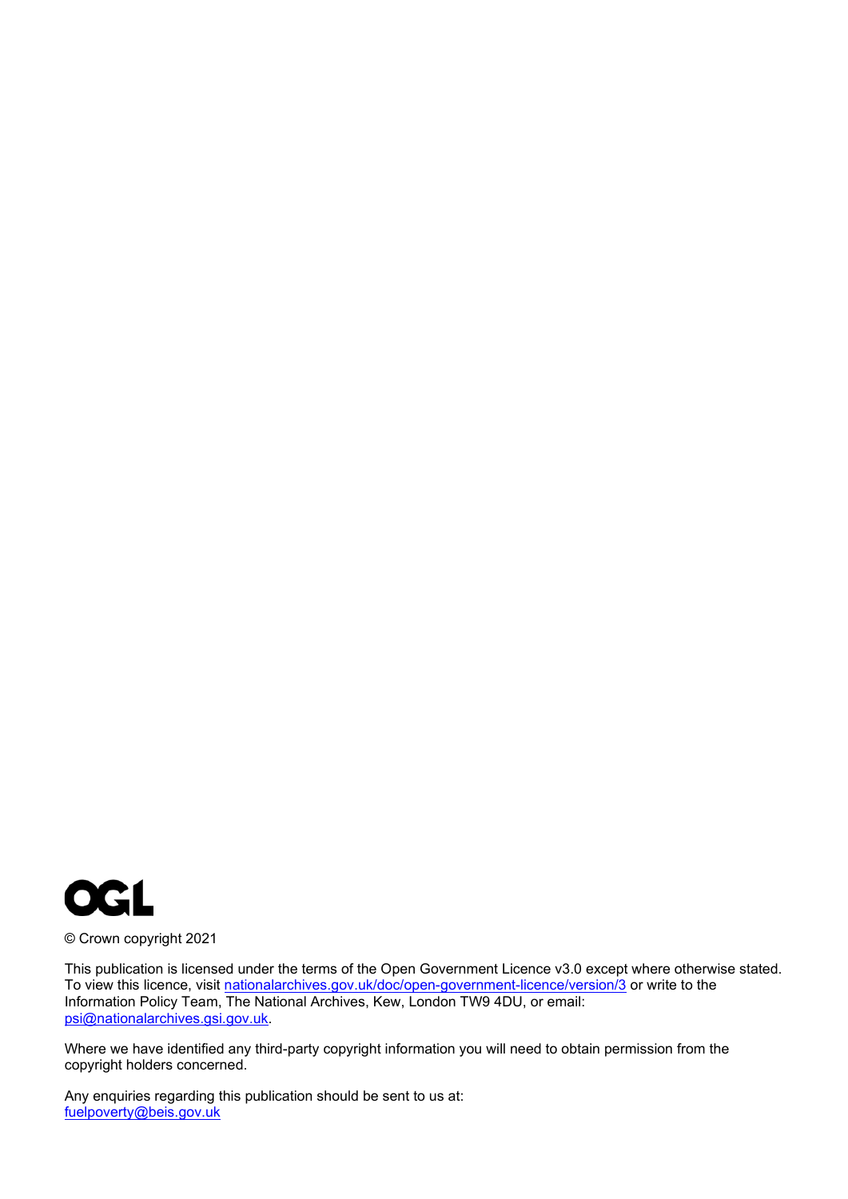© Crown copyright 2021

This publication is licensed under the terms of the Open Government Licence v3.0 except where otherwise stated. To view this licence, visit nationalarchives.gov.uk/doc/open-government-licence/version/3 or write to the Information Policy Team, The National Archives, Kew, London TW9 4DU, or email: psi@nationalarchives.gsi.gov.uk.

Where we have identified any third-party copyright information you will need to obtain permission from the copyright holders concerned.

Any enquiries regarding this publication should be sent to us at: fuelpoverty@beis.gov.uk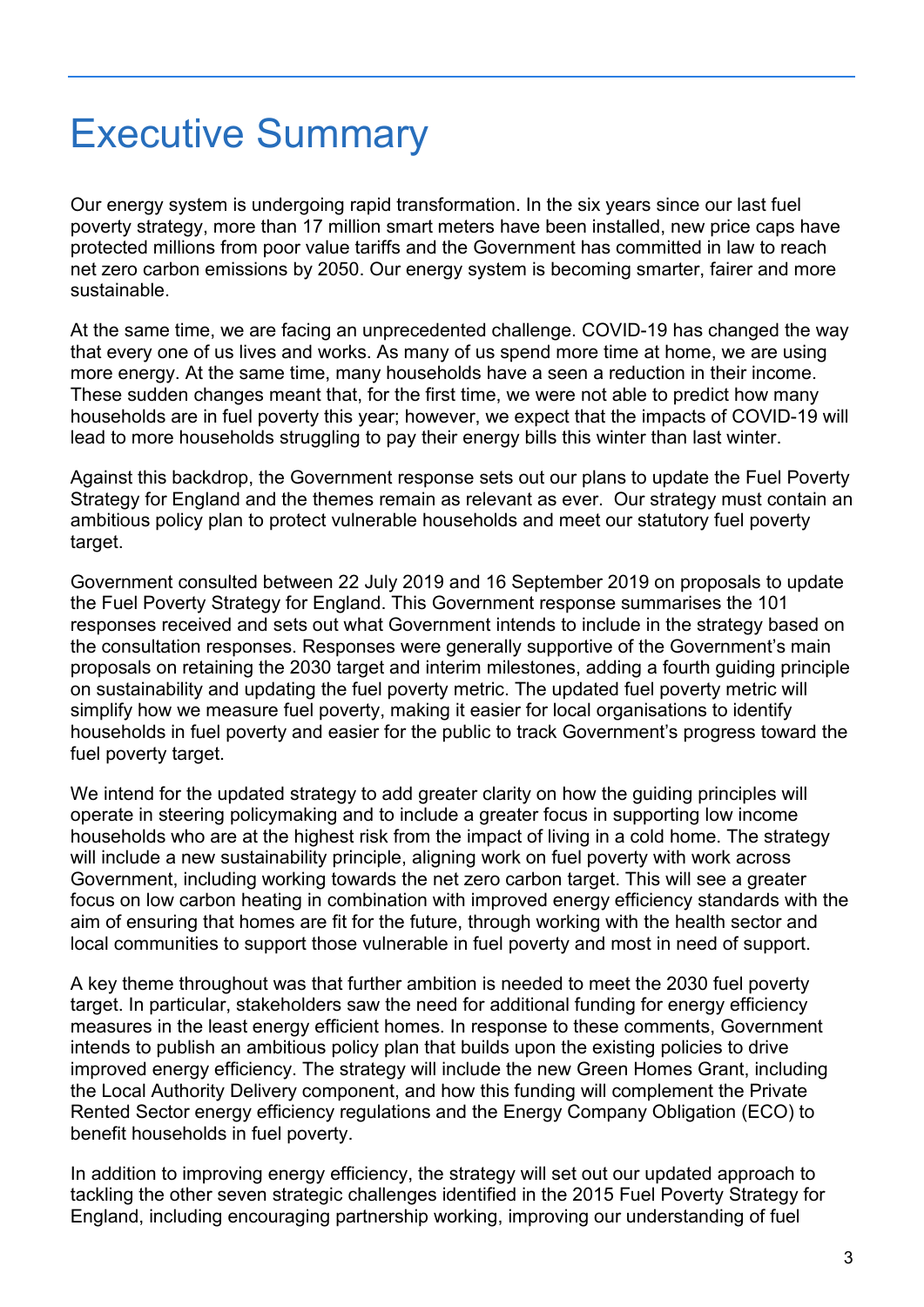# Executive Summary

Our energy system is undergoing rapid transformation. In the six years since our last fuel poverty strategy, more than 17 million smart meters have been installed, new price caps have protected millions from poor value tariffs and the Government has committed in law to reach net zero carbon emissions by 2050. Our energy system is becoming smarter, fairer and more sustainable.

At the same time, we are facing an unprecedented challenge. COVID-19 has changed the way that every one of us lives and works. As many of us spend more time at home, we are using more energy. At the same time, many households have a seen a reduction in their income. These sudden changes meant that, for the first time, we were not able to predict how many households are in fuel poverty this year; however, we expect that the impacts of COVID-19 will lead to more households struggling to pay their energy bills this winter than last winter.

Against this backdrop, the Government response sets out our plans to update the Fuel Poverty Strategy for England and the themes remain as relevant as ever. Our strategy must contain an ambitious policy plan to protect vulnerable households and meet our statutory fuel poverty target.

Government consulted between 22 July 2019 and 16 September 2019 on proposals to update the Fuel Poverty Strategy for England. This Government response summarises the 101 responses received and sets out what Government intends to include in the strategy based on the consultation responses. Responses were generally supportive of the Government's main proposals on retaining the 2030 target and interim milestones, adding a fourth guiding principle on sustainability and updating the fuel poverty metric. The updated fuel poverty metric will simplify how we measure fuel poverty, making it easier for local organisations to identify households in fuel poverty and easier for the public to track Government's progress toward the fuel poverty target.

We intend for the updated strategy to add greater clarity on how the guiding principles will operate in steering policymaking and to include a greater focus in supporting low income households who are at the highest risk from the impact of living in a cold home. The strategy will include a new sustainability principle, aligning work on fuel poverty with work across Government, including working towards the net zero carbon target. This will see a greater focus on low carbon heating in combination with improved energy efficiency standards with the aim of ensuring that homes are fit for the future, through working with the health sector and local communities to support those vulnerable in fuel poverty and most in need of support.

A key theme throughout was that further ambition is needed to meet the 2030 fuel poverty target. In particular, stakeholders saw the need for additional funding for energy efficiency measures in the least energy efficient homes. In response to these comments, Government intends to publish an ambitious policy plan that builds upon the existing policies to drive improved energy efficiency. The strategy will include the new Green Homes Grant, including the Local Authority Delivery component, and how this funding will complement the Private Rented Sector energy efficiency regulations and the Energy Company Obligation (ECO) to benefit households in fuel poverty.

In addition to improving energy efficiency, the strategy will set out our updated approach to tackling the other seven strategic challenges identified in the 2015 Fuel Poverty Strategy for England, including encouraging partnership working, improving our understanding of fuel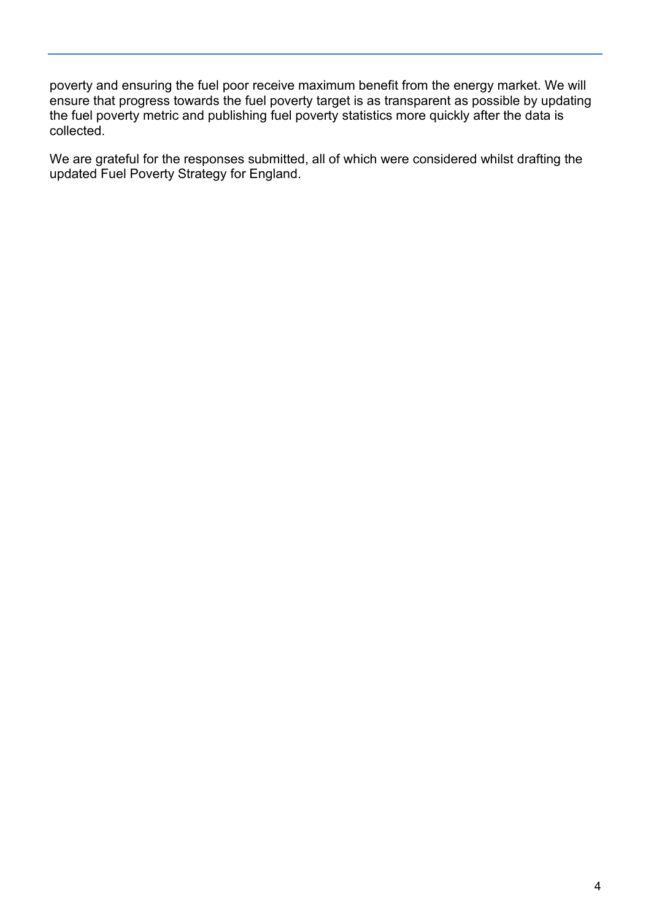poverty and ensuring the fuel poor receive maximum benefit from the energy market. We will ensure that progress towards the fuel poverty target is as transparent as possible by updating the fuel poverty metric and publishing fuel poverty statistics more quickly after the data is collected.

We are grateful for the responses submitted, all of which were considered whilst drafting the updated Fuel Poverty Strategy for England.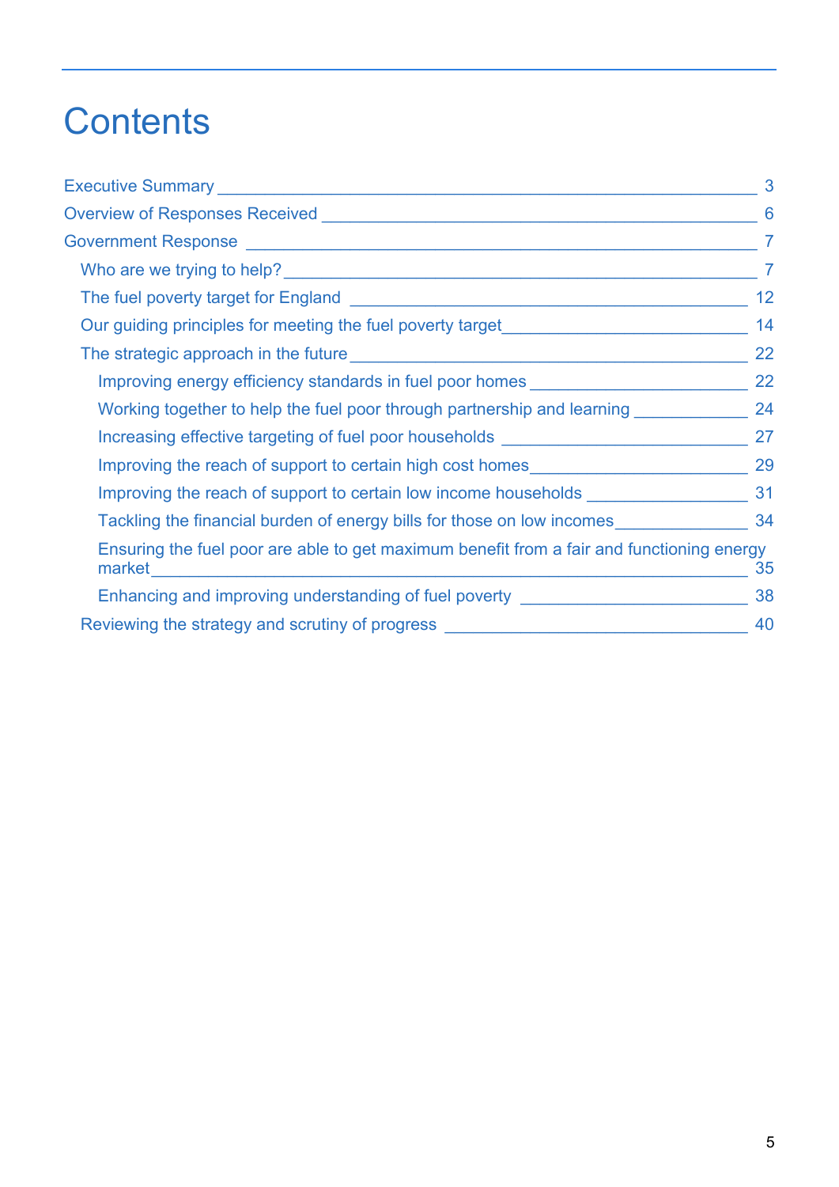# Contents

- Executive Summary — 3
- Overview of Responses Received — 6
- Government Response — 7
  - Who are we trying to help? — 7
  - The fuel poverty target for England — 12
  - Our guiding principles for meeting the fuel poverty target — 14
  - The strategic approach in the future — 22
    - Improving energy efficiency standards in fuel poor homes — 22
    - Working together to help the fuel poor through partnership and learning — 24
    - Increasing effective targeting of fuel poor households — 27
    - Improving the reach of support to certain high cost homes — 29
    - Improving the reach of support to certain low income households — 31
    - Tackling the financial burden of energy bills for those on low incomes — 34
    - Ensuring the fuel poor are able to get maximum benefit from a fair and functioning energy market — 35
    - Enhancing and improving understanding of fuel poverty — 38
  - Reviewing the strategy and scrutiny of progress — 40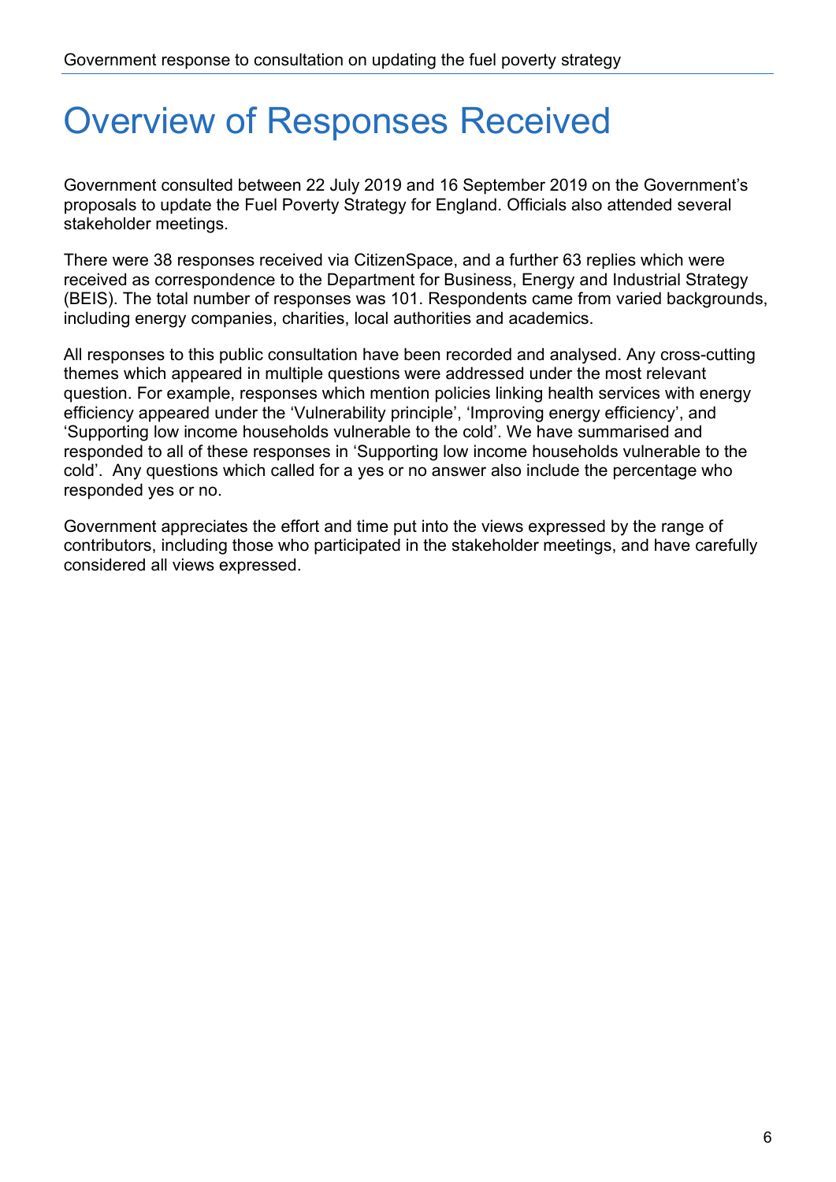# Overview of Responses Received

Government consulted between 22 July 2019 and 16 September 2019 on the Government's proposals to update the Fuel Poverty Strategy for England. Officials also attended several stakeholder meetings.

There were 38 responses received via CitizenSpace, and a further 63 replies which were received as correspondence to the Department for Business, Energy and Industrial Strategy (BEIS). The total number of responses was 101. Respondents came from varied backgrounds, including energy companies, charities, local authorities and academics.

All responses to this public consultation have been recorded and analysed. Any cross-cutting themes which appeared in multiple questions were addressed under the most relevant question. For example, responses which mention policies linking health services with energy efficiency appeared under the 'Vulnerability principle', 'Improving energy efficiency', and 'Supporting low income households vulnerable to the cold'. We have summarised and responded to all of these responses in 'Supporting low income households vulnerable to the cold'. Any questions which called for a yes or no answer also include the percentage who responded yes or no.

Government appreciates the effort and time put into the views expressed by the range of contributors, including those who participated in the stakeholder meetings, and have carefully considered all views expressed.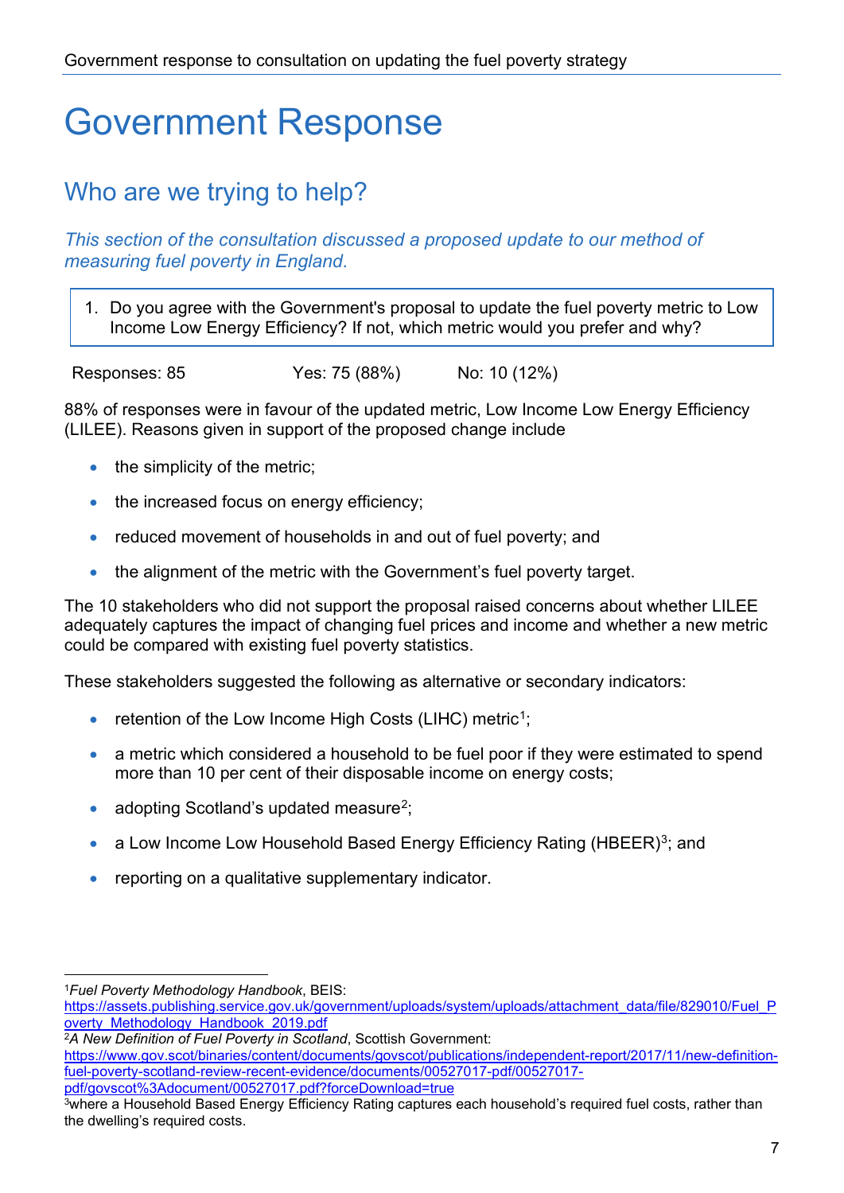# Government Response

## Who are we trying to help?

*This section of the consultation discussed a proposed update to our method of measuring fuel poverty in England.*

1. Do you agree with the Government's proposal to update the fuel poverty metric to Low Income Low Energy Efficiency? If not, which metric would you prefer and why?

Responses: 85 Yes: 75 (88%) No: 10 (12%)

88% of responses were in favour of the updated metric, Low Income Low Energy Efficiency (LILEE). Reasons given in support of the proposed change include

- the simplicity of the metric;
- the increased focus on energy efficiency;
- reduced movement of households in and out of fuel poverty; and
- the alignment of the metric with the Government's fuel poverty target.

The 10 stakeholders who did not support the proposal raised concerns about whether LILEE adequately captures the impact of changing fuel prices and income and whether a new metric could be compared with existing fuel poverty statistics.

These stakeholders suggested the following as alternative or secondary indicators:

- retention of the Low Income High Costs (LIHC) metric[1];
- a metric which considered a household to be fuel poor if they were estimated to spend more than 10 per cent of their disposable income on energy costs;
- adopting Scotland's updated measure[2];
- a Low Income Low Household Based Energy Efficiency Rating (HBEER)[3]; and
- reporting on a qualitative supplementary indicator.

---

[1]*Fuel Poverty Methodology Handbook*, BEIS: https://assets.publishing.service.gov.uk/government/uploads/system/uploads/attachment_data/file/829010/Fuel_Poverty_Methodology_Handbook_2019.pdf

[2]*A New Definition of Fuel Poverty in Scotland*, Scottish Government: https://www.gov.scot/binaries/content/documents/govscot/publications/independent-report/2017/11/new-definition-fuel-poverty-scotland-review-recent-evidence/documents/00527017-pdf/00527017-pdf/govscot%3Adocument/00527017.pdf?forceDownload=true

[3]where a Household Based Energy Efficiency Rating captures each household's required fuel costs, rather than the dwelling's required costs.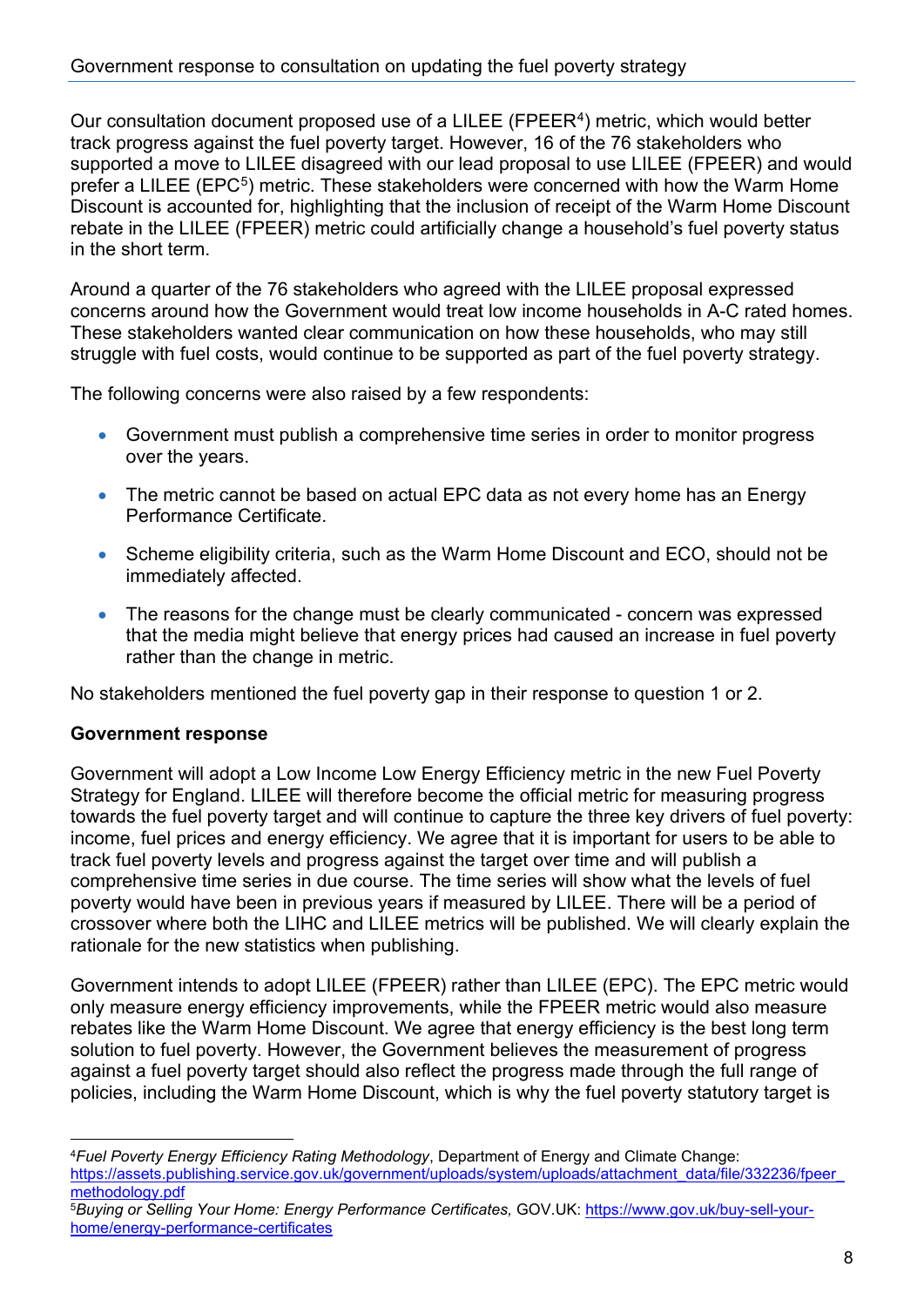Our consultation document proposed use of a LILEE (FPEER[4]) metric, which would better track progress against the fuel poverty target. However, 16 of the 76 stakeholders who supported a move to LILEE disagreed with our lead proposal to use LILEE (FPEER) and would prefer a LILEE (EPC[5]) metric. These stakeholders were concerned with how the Warm Home Discount is accounted for, highlighting that the inclusion of receipt of the Warm Home Discount rebate in the LILEE (FPEER) metric could artificially change a household's fuel poverty status in the short term.

Around a quarter of the 76 stakeholders who agreed with the LILEE proposal expressed concerns around how the Government would treat low income households in A-C rated homes. These stakeholders wanted clear communication on how these households, who may still struggle with fuel costs, would continue to be supported as part of the fuel poverty strategy.

The following concerns were also raised by a few respondents:

- Government must publish a comprehensive time series in order to monitor progress over the years.
- The metric cannot be based on actual EPC data as not every home has an Energy Performance Certificate.
- Scheme eligibility criteria, such as the Warm Home Discount and ECO, should not be immediately affected.
- The reasons for the change must be clearly communicated - concern was expressed that the media might believe that energy prices had caused an increase in fuel poverty rather than the change in metric.

No stakeholders mentioned the fuel poverty gap in their response to question 1 or 2.

**Government response**

Government will adopt a Low Income Low Energy Efficiency metric in the new Fuel Poverty Strategy for England. LILEE will therefore become the official metric for measuring progress towards the fuel poverty target and will continue to capture the three key drivers of fuel poverty: income, fuel prices and energy efficiency. We agree that it is important for users to be able to track fuel poverty levels and progress against the target over time and will publish a comprehensive time series in due course. The time series will show what the levels of fuel poverty would have been in previous years if measured by LILEE. There will be a period of crossover where both the LIHC and LILEE metrics will be published. We will clearly explain the rationale for the new statistics when publishing.

Government intends to adopt LILEE (FPEER) rather than LILEE (EPC). The EPC metric would only measure energy efficiency improvements, while the FPEER metric would also measure rebates like the Warm Home Discount. We agree that energy efficiency is the best long term solution to fuel poverty. However, the Government believes the measurement of progress against a fuel poverty target should also reflect the progress made through the full range of policies, including the Warm Home Discount, which is why the fuel poverty statutory target is

[4] *Fuel Poverty Energy Efficiency Rating Methodology*, Department of Energy and Climate Change: https://assets.publishing.service.gov.uk/government/uploads/system/uploads/attachment_data/file/332236/fpeer_methodology.pdf

[5] *Buying or Selling Your Home: Energy Performance Certificates,* GOV.UK: https://www.gov.uk/buy-sell-your-home/energy-performance-certificates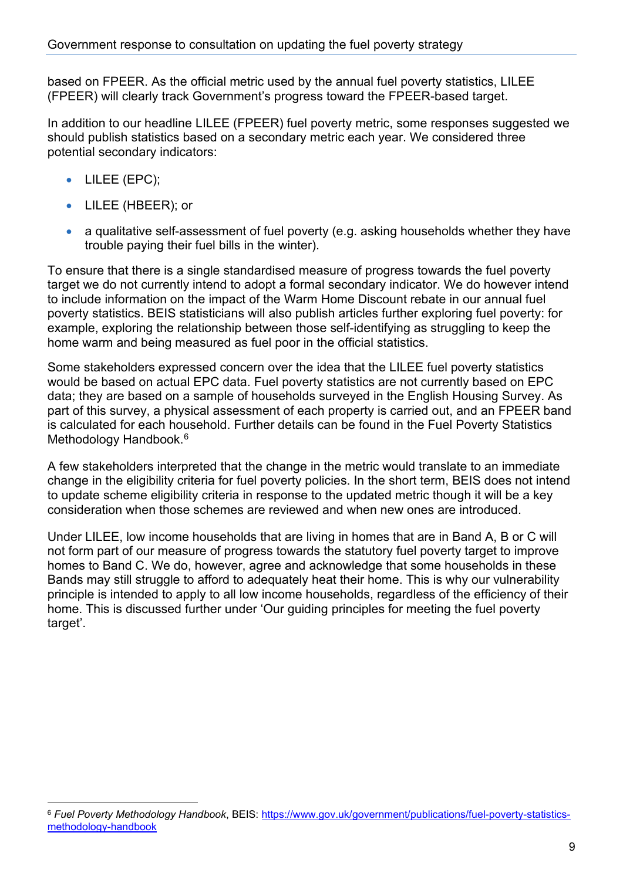based on FPEER. As the official metric used by the annual fuel poverty statistics, LILEE (FPEER) will clearly track Government's progress toward the FPEER-based target.

In addition to our headline LILEE (FPEER) fuel poverty metric, some responses suggested we should publish statistics based on a secondary metric each year. We considered three potential secondary indicators:

- LILEE (EPC);
- LILEE (HBEER); or
- a qualitative self-assessment of fuel poverty (e.g. asking households whether they have trouble paying their fuel bills in the winter).

To ensure that there is a single standardised measure of progress towards the fuel poverty target we do not currently intend to adopt a formal secondary indicator. We do however intend to include information on the impact of the Warm Home Discount rebate in our annual fuel poverty statistics. BEIS statisticians will also publish articles further exploring fuel poverty: for example, exploring the relationship between those self-identifying as struggling to keep the home warm and being measured as fuel poor in the official statistics.

Some stakeholders expressed concern over the idea that the LILEE fuel poverty statistics would be based on actual EPC data. Fuel poverty statistics are not currently based on EPC data; they are based on a sample of households surveyed in the English Housing Survey. As part of this survey, a physical assessment of each property is carried out, and an FPEER band is calculated for each household. Further details can be found in the Fuel Poverty Statistics Methodology Handbook.[6]

A few stakeholders interpreted that the change in the metric would translate to an immediate change in the eligibility criteria for fuel poverty policies. In the short term, BEIS does not intend to update scheme eligibility criteria in response to the updated metric though it will be a key consideration when those schemes are reviewed and when new ones are introduced.

Under LILEE, low income households that are living in homes that are in Band A, B or C will not form part of our measure of progress towards the statutory fuel poverty target to improve homes to Band C. We do, however, agree and acknowledge that some households in these Bands may still struggle to afford to adequately heat their home. This is why our vulnerability principle is intended to apply to all low income households, regardless of the efficiency of their home. This is discussed further under 'Our guiding principles for meeting the fuel poverty target'.

---

[6] *Fuel Poverty Methodology Handbook*, BEIS: https://www.gov.uk/government/publications/fuel-poverty-statistics-methodology-handbook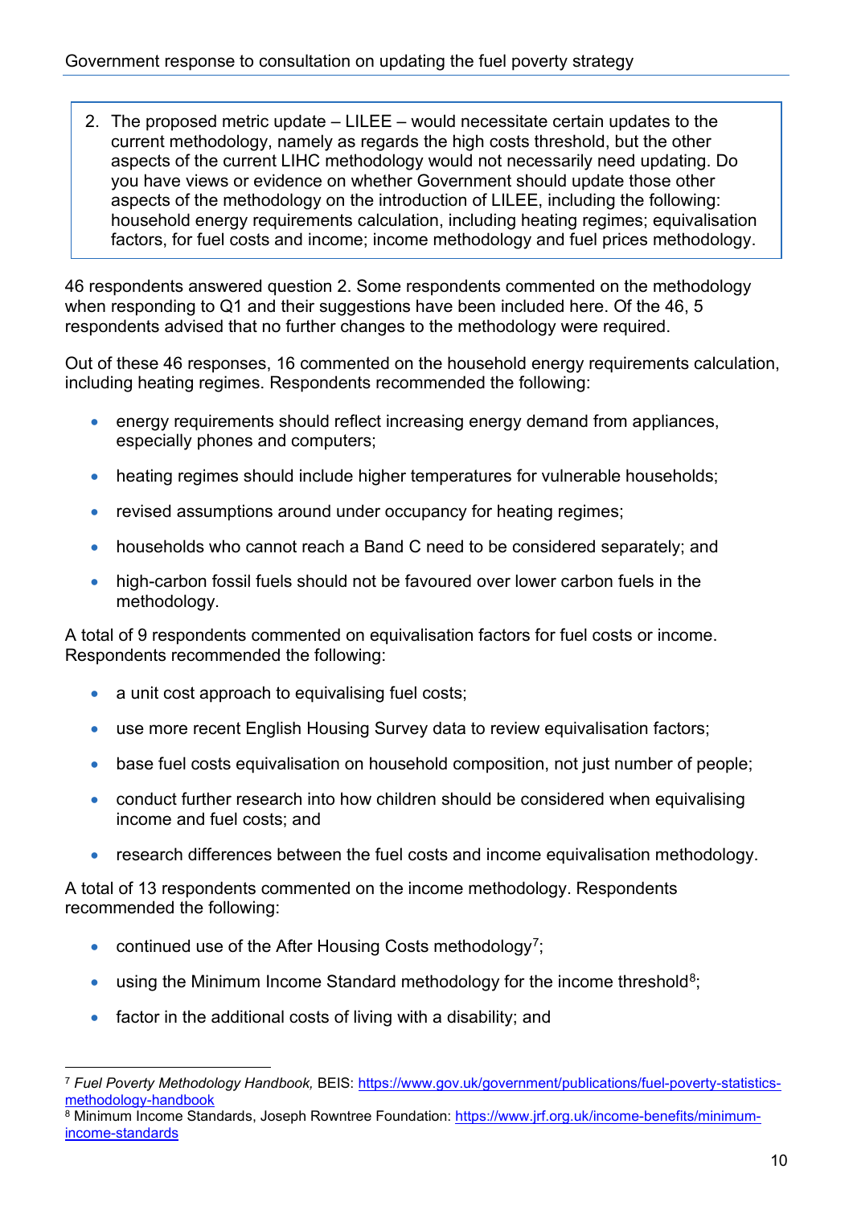2. The proposed metric update – LILEE – would necessitate certain updates to the current methodology, namely as regards the high costs threshold, but the other aspects of the current LIHC methodology would not necessarily need updating. Do you have views or evidence on whether Government should update those other aspects of the methodology on the introduction of LILEE, including the following: household energy requirements calculation, including heating regimes; equivalisation factors, for fuel costs and income; income methodology and fuel prices methodology.

46 respondents answered question 2. Some respondents commented on the methodology when responding to Q1 and their suggestions have been included here. Of the 46, 5 respondents advised that no further changes to the methodology were required.

Out of these 46 responses, 16 commented on the household energy requirements calculation, including heating regimes. Respondents recommended the following:

- energy requirements should reflect increasing energy demand from appliances, especially phones and computers;
- heating regimes should include higher temperatures for vulnerable households;
- revised assumptions around under occupancy for heating regimes;
- households who cannot reach a Band C need to be considered separately; and
- high-carbon fossil fuels should not be favoured over lower carbon fuels in the methodology.

A total of 9 respondents commented on equivalisation factors for fuel costs or income. Respondents recommended the following:

- a unit cost approach to equivalising fuel costs;
- use more recent English Housing Survey data to review equivalisation factors;
- base fuel costs equivalisation on household composition, not just number of people;
- conduct further research into how children should be considered when equivalising income and fuel costs; and
- research differences between the fuel costs and income equivalisation methodology.

A total of 13 respondents commented on the income methodology. Respondents recommended the following:

- continued use of the After Housing Costs methodology[7];
- using the Minimum Income Standard methodology for the income threshold[8];
- factor in the additional costs of living with a disability; and

---

[7] *Fuel Poverty Methodology Handbook,* BEIS: https://www.gov.uk/government/publications/fuel-poverty-statistics-methodology-handbook

[8] Minimum Income Standards, Joseph Rowntree Foundation: https://www.jrf.org.uk/income-benefits/minimum-income-standards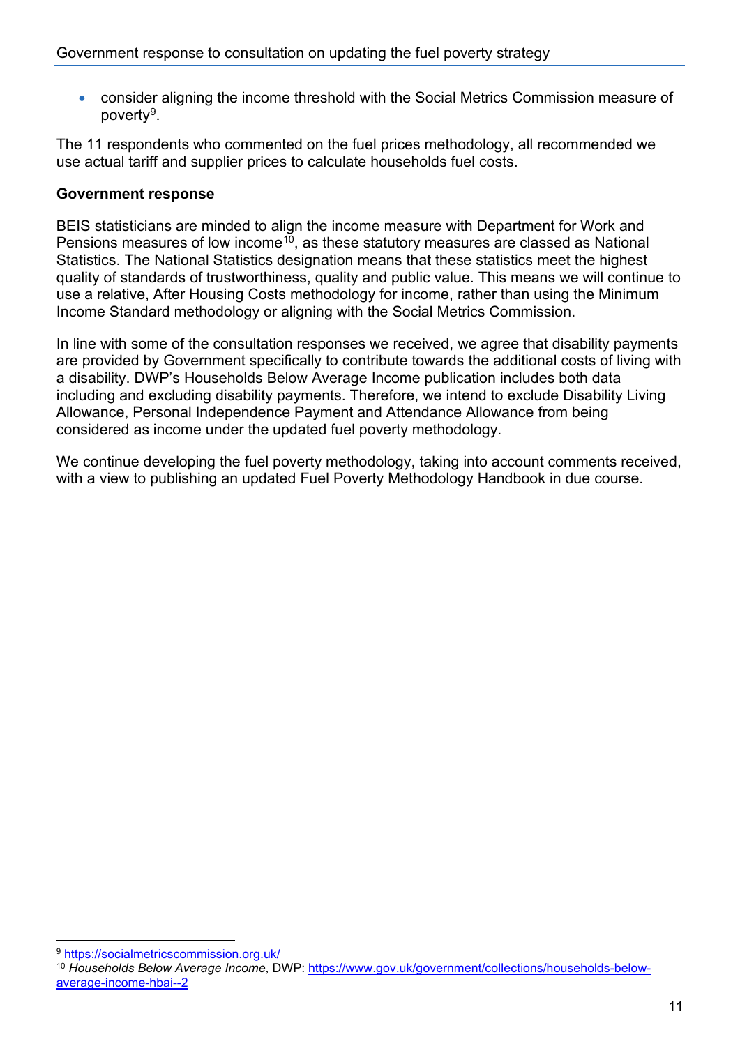- consider aligning the income threshold with the Social Metrics Commission measure of poverty[9].

The 11 respondents who commented on the fuel prices methodology, all recommended we use actual tariff and supplier prices to calculate households fuel costs.

**Government response**

BEIS statisticians are minded to align the income measure with Department for Work and Pensions measures of low income[10], as these statutory measures are classed as National Statistics. The National Statistics designation means that these statistics meet the highest quality of standards of trustworthiness, quality and public value. This means we will continue to use a relative, After Housing Costs methodology for income, rather than using the Minimum Income Standard methodology or aligning with the Social Metrics Commission.

In line with some of the consultation responses we received, we agree that disability payments are provided by Government specifically to contribute towards the additional costs of living with a disability. DWP's Households Below Average Income publication includes both data including and excluding disability payments. Therefore, we intend to exclude Disability Living Allowance, Personal Independence Payment and Attendance Allowance from being considered as income under the updated fuel poverty methodology.

We continue developing the fuel poverty methodology, taking into account comments received, with a view to publishing an updated Fuel Poverty Methodology Handbook in due course.

[9] https://socialmetricscommission.org.uk/

[10] *Households Below Average Income*, DWP: https://www.gov.uk/government/collections/households-below-average-income-hbai--2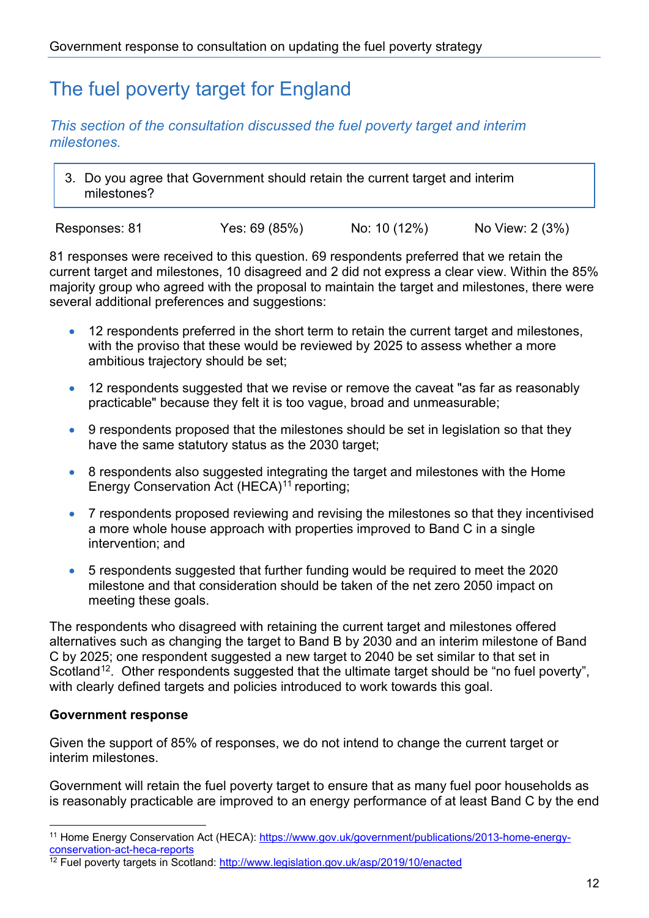# The fuel poverty target for England

*This section of the consultation discussed the fuel poverty target and interim milestones.*

3. Do you agree that Government should retain the current target and interim milestones?

| Responses: 81 | Yes: 69 (85%) | No: 10 (12%) | No View: 2 (3%) |
|---|---|---|---|

81 responses were received to this question. 69 respondents preferred that we retain the current target and milestones, 10 disagreed and 2 did not express a clear view. Within the 85% majority group who agreed with the proposal to maintain the target and milestones, there were several additional preferences and suggestions:

- 12 respondents preferred in the short term to retain the current target and milestones, with the proviso that these would be reviewed by 2025 to assess whether a more ambitious trajectory should be set;
- 12 respondents suggested that we revise or remove the caveat "as far as reasonably practicable" because they felt it is too vague, broad and unmeasurable;
- 9 respondents proposed that the milestones should be set in legislation so that they have the same statutory status as the 2030 target;
- 8 respondents also suggested integrating the target and milestones with the Home Energy Conservation Act (HECA)[11] reporting;
- 7 respondents proposed reviewing and revising the milestones so that they incentivised a more whole house approach with properties improved to Band C in a single intervention; and
- 5 respondents suggested that further funding would be required to meet the 2020 milestone and that consideration should be taken of the net zero 2050 impact on meeting these goals.

The respondents who disagreed with retaining the current target and milestones offered alternatives such as changing the target to Band B by 2030 and an interim milestone of Band C by 2025; one respondent suggested a new target to 2040 be set similar to that set in Scotland[12]. Other respondents suggested that the ultimate target should be "no fuel poverty", with clearly defined targets and policies introduced to work towards this goal.

**Government response**

Given the support of 85% of responses, we do not intend to change the current target or interim milestones.

Government will retain the fuel poverty target to ensure that as many fuel poor households as is reasonably practicable are improved to an energy performance of at least Band C by the end

---

[11] Home Energy Conservation Act (HECA): https://www.gov.uk/government/publications/2013-home-energy-conservation-act-heca-reports

[12] Fuel poverty targets in Scotland: http://www.legislation.gov.uk/asp/2019/10/enacted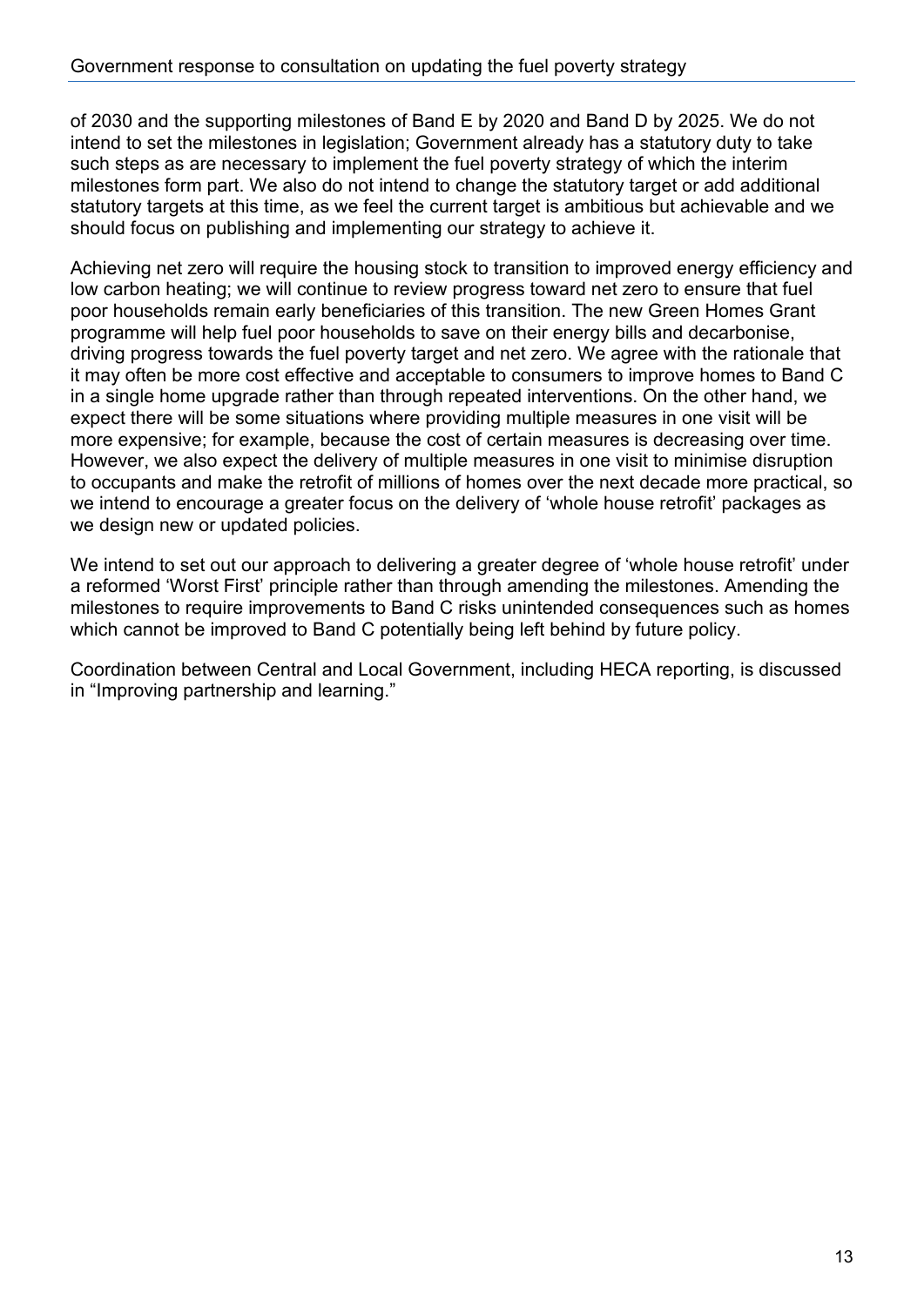of 2030 and the supporting milestones of Band E by 2020 and Band D by 2025. We do not intend to set the milestones in legislation; Government already has a statutory duty to take such steps as are necessary to implement the fuel poverty strategy of which the interim milestones form part. We also do not intend to change the statutory target or add additional statutory targets at this time, as we feel the current target is ambitious but achievable and we should focus on publishing and implementing our strategy to achieve it.

Achieving net zero will require the housing stock to transition to improved energy efficiency and low carbon heating; we will continue to review progress toward net zero to ensure that fuel poor households remain early beneficiaries of this transition. The new Green Homes Grant programme will help fuel poor households to save on their energy bills and decarbonise, driving progress towards the fuel poverty target and net zero. We agree with the rationale that it may often be more cost effective and acceptable to consumers to improve homes to Band C in a single home upgrade rather than through repeated interventions. On the other hand, we expect there will be some situations where providing multiple measures in one visit will be more expensive; for example, because the cost of certain measures is decreasing over time. However, we also expect the delivery of multiple measures in one visit to minimise disruption to occupants and make the retrofit of millions of homes over the next decade more practical, so we intend to encourage a greater focus on the delivery of 'whole house retrofit' packages as we design new or updated policies.

We intend to set out our approach to delivering a greater degree of 'whole house retrofit' under a reformed 'Worst First' principle rather than through amending the milestones. Amending the milestones to require improvements to Band C risks unintended consequences such as homes which cannot be improved to Band C potentially being left behind by future policy.

Coordination between Central and Local Government, including HECA reporting, is discussed in "Improving partnership and learning."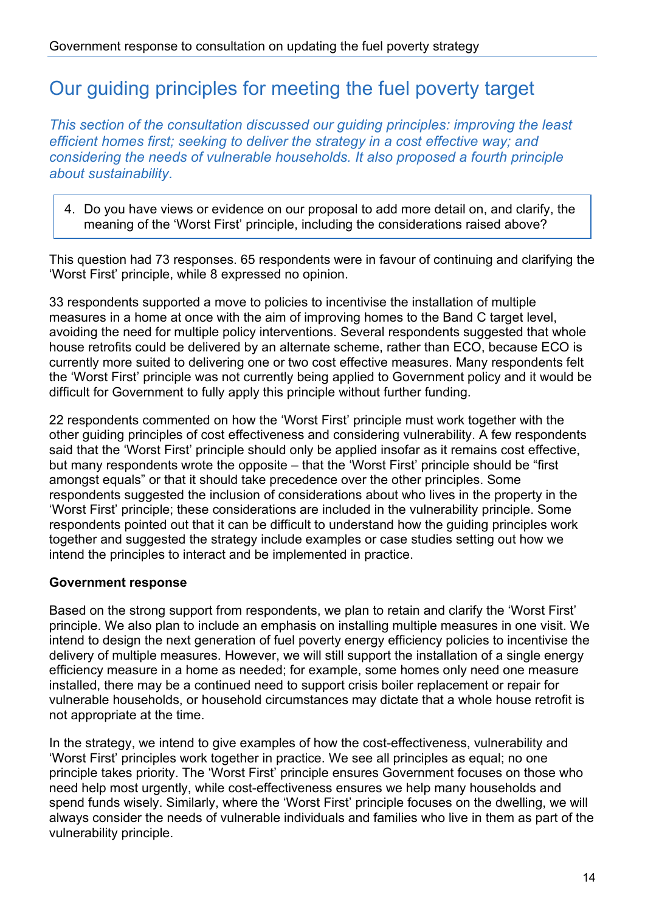## Our guiding principles for meeting the fuel poverty target

*This section of the consultation discussed our guiding principles: improving the least efficient homes first; seeking to deliver the strategy in a cost effective way; and considering the needs of vulnerable households. It also proposed a fourth principle about sustainability.*

4. Do you have views or evidence on our proposal to add more detail on, and clarify, the meaning of the 'Worst First' principle, including the considerations raised above?

This question had 73 responses. 65 respondents were in favour of continuing and clarifying the 'Worst First' principle, while 8 expressed no opinion.

33 respondents supported a move to policies to incentivise the installation of multiple measures in a home at once with the aim of improving homes to the Band C target level, avoiding the need for multiple policy interventions. Several respondents suggested that whole house retrofits could be delivered by an alternate scheme, rather than ECO, because ECO is currently more suited to delivering one or two cost effective measures. Many respondents felt the 'Worst First' principle was not currently being applied to Government policy and it would be difficult for Government to fully apply this principle without further funding.

22 respondents commented on how the 'Worst First' principle must work together with the other guiding principles of cost effectiveness and considering vulnerability. A few respondents said that the 'Worst First' principle should only be applied insofar as it remains cost effective, but many respondents wrote the opposite – that the 'Worst First' principle should be "first amongst equals" or that it should take precedence over the other principles. Some respondents suggested the inclusion of considerations about who lives in the property in the 'Worst First' principle; these considerations are included in the vulnerability principle. Some respondents pointed out that it can be difficult to understand how the guiding principles work together and suggested the strategy include examples or case studies setting out how we intend the principles to interact and be implemented in practice.

**Government response**

Based on the strong support from respondents, we plan to retain and clarify the 'Worst First' principle. We also plan to include an emphasis on installing multiple measures in one visit. We intend to design the next generation of fuel poverty energy efficiency policies to incentivise the delivery of multiple measures. However, we will still support the installation of a single energy efficiency measure in a home as needed; for example, some homes only need one measure installed, there may be a continued need to support crisis boiler replacement or repair for vulnerable households, or household circumstances may dictate that a whole house retrofit is not appropriate at the time.

In the strategy, we intend to give examples of how the cost-effectiveness, vulnerability and 'Worst First' principles work together in practice. We see all principles as equal; no one principle takes priority. The 'Worst First' principle ensures Government focuses on those who need help most urgently, while cost-effectiveness ensures we help many households and spend funds wisely. Similarly, where the 'Worst First' principle focuses on the dwelling, we will always consider the needs of vulnerable individuals and families who live in them as part of the vulnerability principle.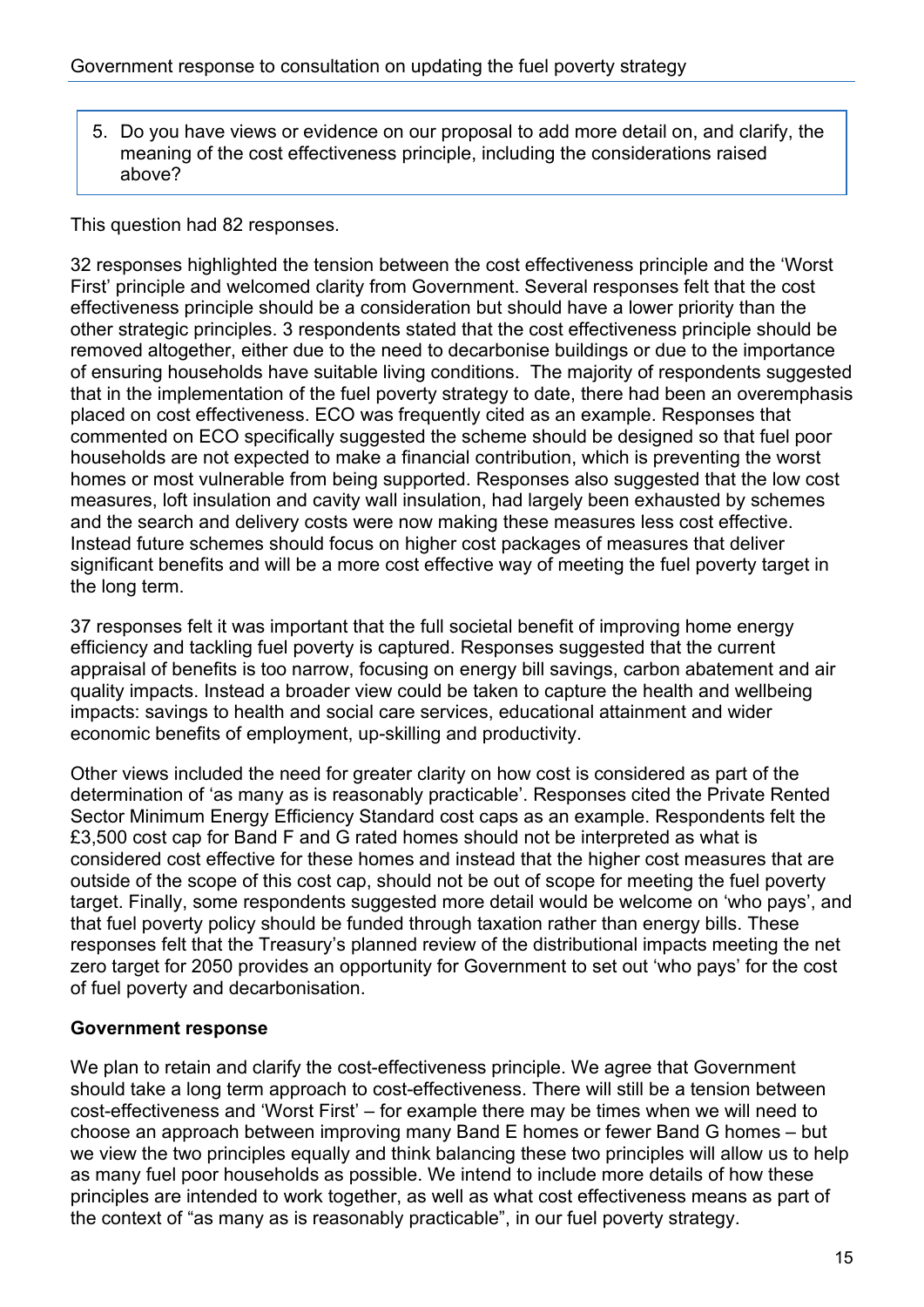> 5. Do you have views or evidence on our proposal to add more detail on, and clarify, the meaning of the cost effectiveness principle, including the considerations raised above?

This question had 82 responses.

32 responses highlighted the tension between the cost effectiveness principle and the 'Worst First' principle and welcomed clarity from Government. Several responses felt that the cost effectiveness principle should be a consideration but should have a lower priority than the other strategic principles. 3 respondents stated that the cost effectiveness principle should be removed altogether, either due to the need to decarbonise buildings or due to the importance of ensuring households have suitable living conditions. The majority of respondents suggested that in the implementation of the fuel poverty strategy to date, there had been an overemphasis placed on cost effectiveness. ECO was frequently cited as an example. Responses that commented on ECO specifically suggested the scheme should be designed so that fuel poor households are not expected to make a financial contribution, which is preventing the worst homes or most vulnerable from being supported. Responses also suggested that the low cost measures, loft insulation and cavity wall insulation, had largely been exhausted by schemes and the search and delivery costs were now making these measures less cost effective. Instead future schemes should focus on higher cost packages of measures that deliver significant benefits and will be a more cost effective way of meeting the fuel poverty target in the long term.

37 responses felt it was important that the full societal benefit of improving home energy efficiency and tackling fuel poverty is captured. Responses suggested that the current appraisal of benefits is too narrow, focusing on energy bill savings, carbon abatement and air quality impacts. Instead a broader view could be taken to capture the health and wellbeing impacts: savings to health and social care services, educational attainment and wider economic benefits of employment, up-skilling and productivity.

Other views included the need for greater clarity on how cost is considered as part of the determination of 'as many as is reasonably practicable'. Responses cited the Private Rented Sector Minimum Energy Efficiency Standard cost caps as an example. Respondents felt the £3,500 cost cap for Band F and G rated homes should not be interpreted as what is considered cost effective for these homes and instead that the higher cost measures that are outside of the scope of this cost cap, should not be out of scope for meeting the fuel poverty target. Finally, some respondents suggested more detail would be welcome on 'who pays', and that fuel poverty policy should be funded through taxation rather than energy bills. These responses felt that the Treasury's planned review of the distributional impacts meeting the net zero target for 2050 provides an opportunity for Government to set out 'who pays' for the cost of fuel poverty and decarbonisation.

**Government response**

We plan to retain and clarify the cost-effectiveness principle. We agree that Government should take a long term approach to cost-effectiveness. There will still be a tension between cost-effectiveness and 'Worst First' – for example there may be times when we will need to choose an approach between improving many Band E homes or fewer Band G homes – but we view the two principles equally and think balancing these two principles will allow us to help as many fuel poor households as possible. We intend to include more details of how these principles are intended to work together, as well as what cost effectiveness means as part of the context of "as many as is reasonably practicable", in our fuel poverty strategy.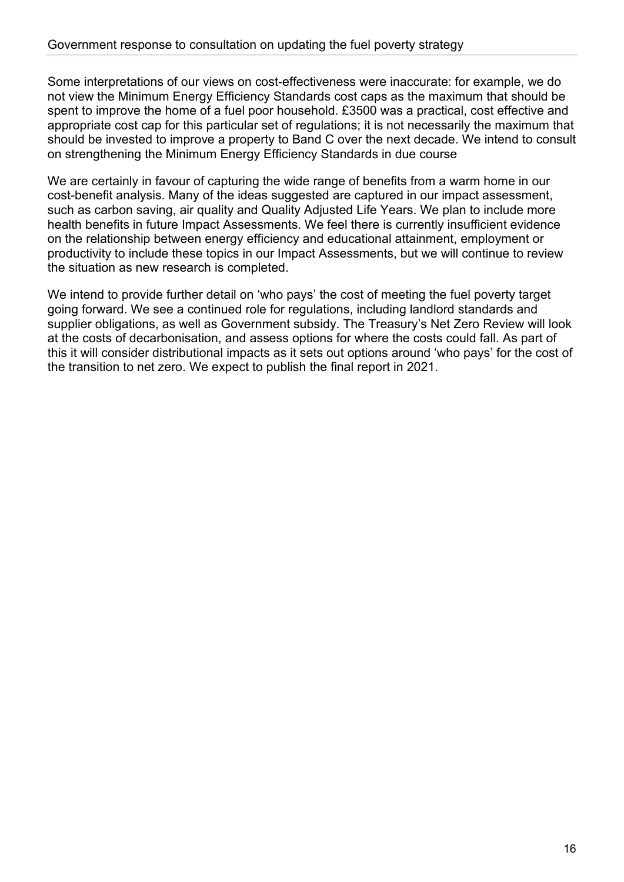Some interpretations of our views on cost-effectiveness were inaccurate: for example, we do not view the Minimum Energy Efficiency Standards cost caps as the maximum that should be spent to improve the home of a fuel poor household. £3500 was a practical, cost effective and appropriate cost cap for this particular set of regulations; it is not necessarily the maximum that should be invested to improve a property to Band C over the next decade. We intend to consult on strengthening the Minimum Energy Efficiency Standards in due course

We are certainly in favour of capturing the wide range of benefits from a warm home in our cost-benefit analysis. Many of the ideas suggested are captured in our impact assessment, such as carbon saving, air quality and Quality Adjusted Life Years. We plan to include more health benefits in future Impact Assessments. We feel there is currently insufficient evidence on the relationship between energy efficiency and educational attainment, employment or productivity to include these topics in our Impact Assessments, but we will continue to review the situation as new research is completed.

We intend to provide further detail on 'who pays' the cost of meeting the fuel poverty target going forward. We see a continued role for regulations, including landlord standards and supplier obligations, as well as Government subsidy. The Treasury's Net Zero Review will look at the costs of decarbonisation, and assess options for where the costs could fall. As part of this it will consider distributional impacts as it sets out options around 'who pays' for the cost of the transition to net zero. We expect to publish the final report in 2021.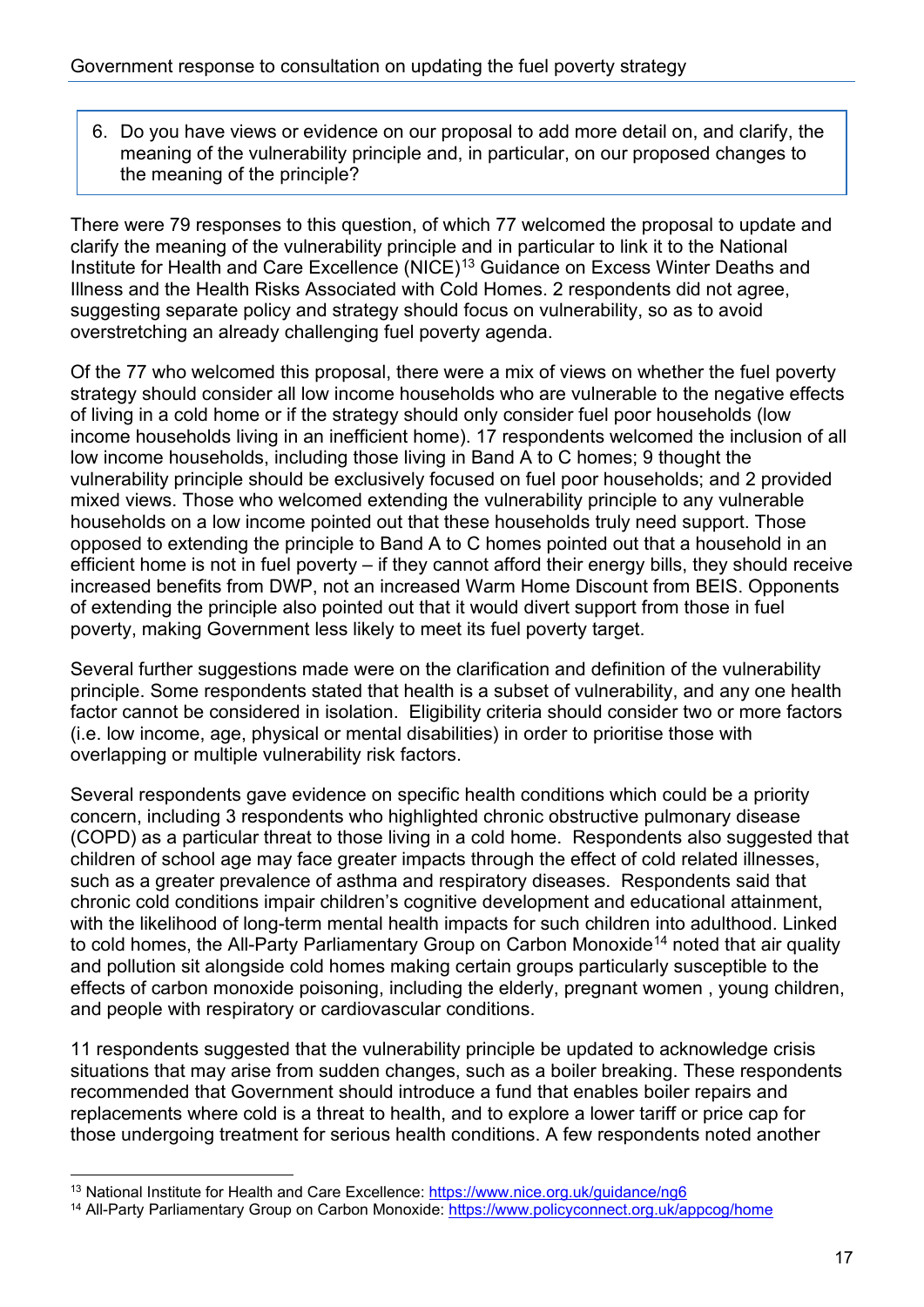> 6. Do you have views or evidence on our proposal to add more detail on, and clarify, the meaning of the vulnerability principle and, in particular, on our proposed changes to the meaning of the principle?

There were 79 responses to this question, of which 77 welcomed the proposal to update and clarify the meaning of the vulnerability principle and in particular to link it to the National Institute for Health and Care Excellence (NICE)[13] Guidance on Excess Winter Deaths and Illness and the Health Risks Associated with Cold Homes. 2 respondents did not agree, suggesting separate policy and strategy should focus on vulnerability, so as to avoid overstretching an already challenging fuel poverty agenda.

Of the 77 who welcomed this proposal, there were a mix of views on whether the fuel poverty strategy should consider all low income households who are vulnerable to the negative effects of living in a cold home or if the strategy should only consider fuel poor households (low income households living in an inefficient home). 17 respondents welcomed the inclusion of all low income households, including those living in Band A to C homes; 9 thought the vulnerability principle should be exclusively focused on fuel poor households; and 2 provided mixed views. Those who welcomed extending the vulnerability principle to any vulnerable households on a low income pointed out that these households truly need support. Those opposed to extending the principle to Band A to C homes pointed out that a household in an efficient home is not in fuel poverty – if they cannot afford their energy bills, they should receive increased benefits from DWP, not an increased Warm Home Discount from BEIS. Opponents of extending the principle also pointed out that it would divert support from those in fuel poverty, making Government less likely to meet its fuel poverty target.

Several further suggestions made were on the clarification and definition of the vulnerability principle. Some respondents stated that health is a subset of vulnerability, and any one health factor cannot be considered in isolation. Eligibility criteria should consider two or more factors (i.e. low income, age, physical or mental disabilities) in order to prioritise those with overlapping or multiple vulnerability risk factors.

Several respondents gave evidence on specific health conditions which could be a priority concern, including 3 respondents who highlighted chronic obstructive pulmonary disease (COPD) as a particular threat to those living in a cold home. Respondents also suggested that children of school age may face greater impacts through the effect of cold related illnesses, such as a greater prevalence of asthma and respiratory diseases. Respondents said that chronic cold conditions impair children's cognitive development and educational attainment, with the likelihood of long-term mental health impacts for such children into adulthood. Linked to cold homes, the All-Party Parliamentary Group on Carbon Monoxide[14] noted that air quality and pollution sit alongside cold homes making certain groups particularly susceptible to the effects of carbon monoxide poisoning, including the elderly, pregnant women , young children, and people with respiratory or cardiovascular conditions.

11 respondents suggested that the vulnerability principle be updated to acknowledge crisis situations that may arise from sudden changes, such as a boiler breaking. These respondents recommended that Government should introduce a fund that enables boiler repairs and replacements where cold is a threat to health, and to explore a lower tariff or price cap for those undergoing treatment for serious health conditions. A few respondents noted another

[13] National Institute for Health and Care Excellence: https://www.nice.org.uk/guidance/ng6

[14] All-Party Parliamentary Group on Carbon Monoxide: https://www.policyconnect.org.uk/appcog/home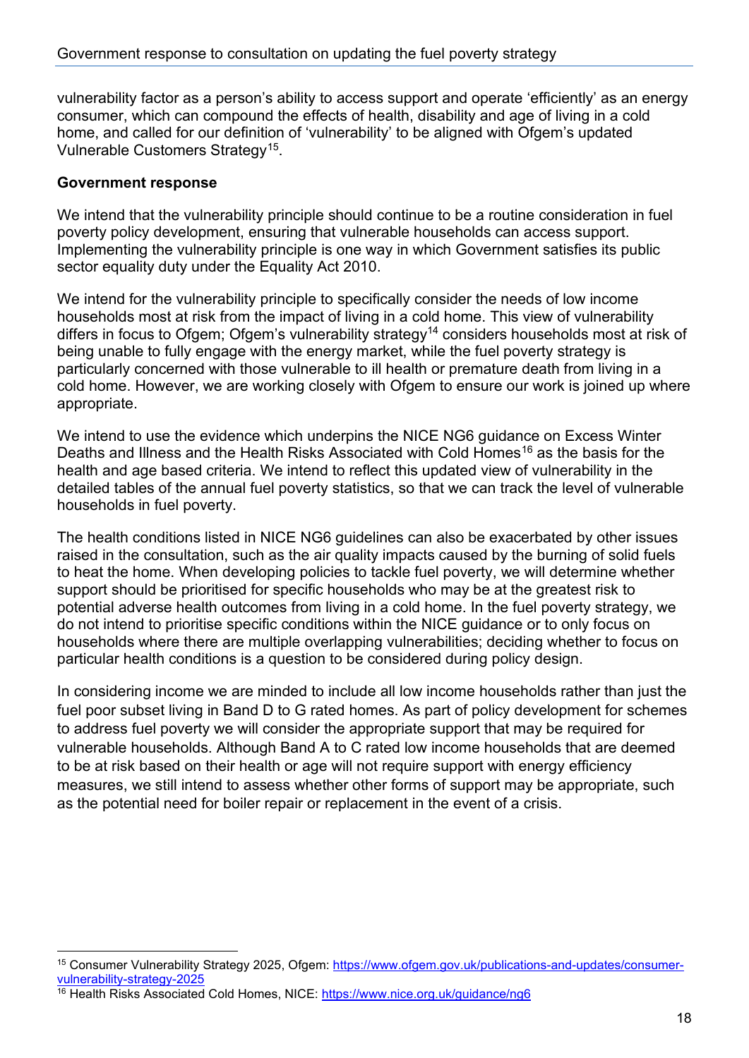vulnerability factor as a person's ability to access support and operate 'efficiently' as an energy consumer, which can compound the effects of health, disability and age of living in a cold home, and called for our definition of 'vulnerability' to be aligned with Ofgem's updated Vulnerable Customers Strategy[15].

**Government response**

We intend that the vulnerability principle should continue to be a routine consideration in fuel poverty policy development, ensuring that vulnerable households can access support. Implementing the vulnerability principle is one way in which Government satisfies its public sector equality duty under the Equality Act 2010.

We intend for the vulnerability principle to specifically consider the needs of low income households most at risk from the impact of living in a cold home. This view of vulnerability differs in focus to Ofgem; Ofgem's vulnerability strategy[14] considers households most at risk of being unable to fully engage with the energy market, while the fuel poverty strategy is particularly concerned with those vulnerable to ill health or premature death from living in a cold home. However, we are working closely with Ofgem to ensure our work is joined up where appropriate.

We intend to use the evidence which underpins the NICE NG6 guidance on Excess Winter Deaths and Illness and the Health Risks Associated with Cold Homes[16] as the basis for the health and age based criteria. We intend to reflect this updated view of vulnerability in the detailed tables of the annual fuel poverty statistics, so that we can track the level of vulnerable households in fuel poverty.

The health conditions listed in NICE NG6 guidelines can also be exacerbated by other issues raised in the consultation, such as the air quality impacts caused by the burning of solid fuels to heat the home. When developing policies to tackle fuel poverty, we will determine whether support should be prioritised for specific households who may be at the greatest risk to potential adverse health outcomes from living in a cold home. In the fuel poverty strategy, we do not intend to prioritise specific conditions within the NICE guidance or to only focus on households where there are multiple overlapping vulnerabilities; deciding whether to focus on particular health conditions is a question to be considered during policy design.

In considering income we are minded to include all low income households rather than just the fuel poor subset living in Band D to G rated homes. As part of policy development for schemes to address fuel poverty we will consider the appropriate support that may be required for vulnerable households. Although Band A to C rated low income households that are deemed to be at risk based on their health or age will not require support with energy efficiency measures, we still intend to assess whether other forms of support may be appropriate, such as the potential need for boiler repair or replacement in the event of a crisis.

---

[15] Consumer Vulnerability Strategy 2025, Ofgem: https://www.ofgem.gov.uk/publications-and-updates/consumer-vulnerability-strategy-2025

[16] Health Risks Associated Cold Homes, NICE: https://www.nice.org.uk/guidance/ng6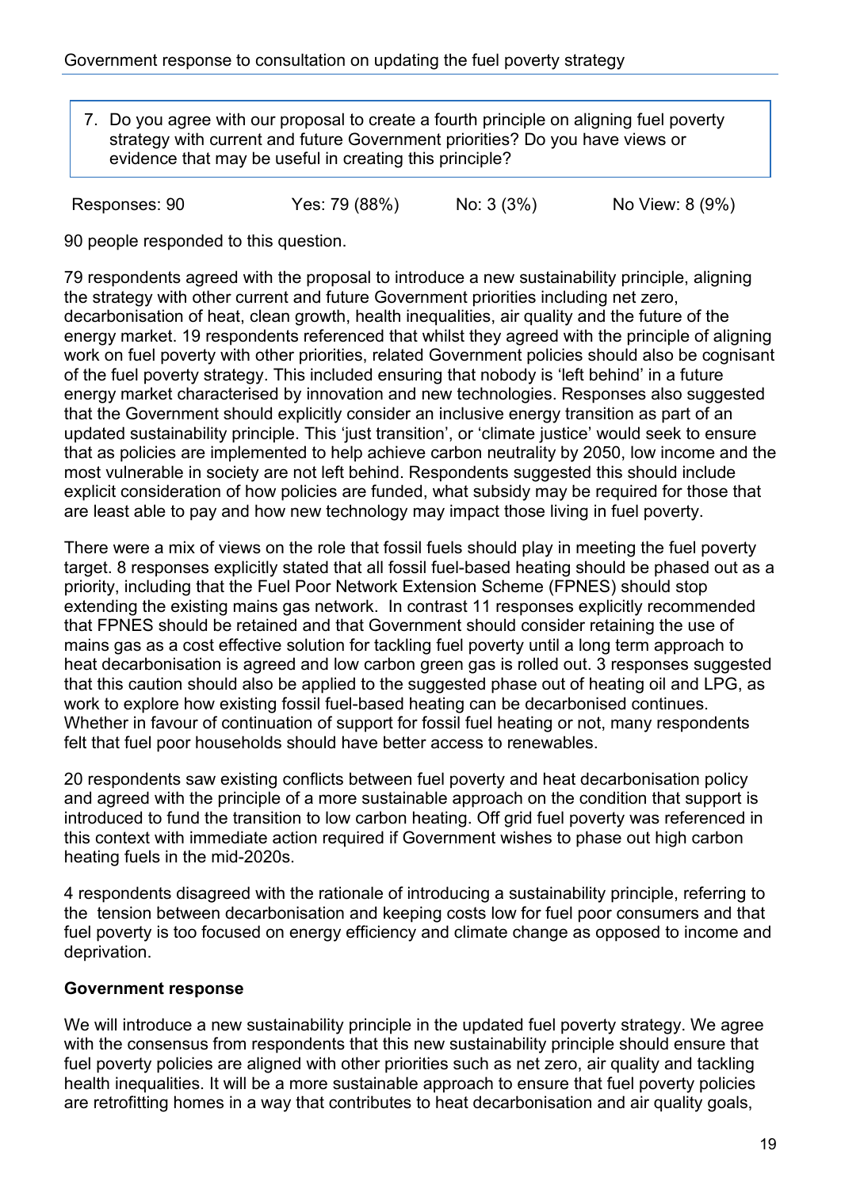> 7. Do you agree with our proposal to create a fourth principle on aligning fuel poverty strategy with current and future Government priorities? Do you have views or evidence that may be useful in creating this principle?

| Responses: 90 | Yes: 79 (88%) | No: 3 (3%) | No View: 8 (9%) |
|---|---|---|---|

90 people responded to this question.

79 respondents agreed with the proposal to introduce a new sustainability principle, aligning the strategy with other current and future Government priorities including net zero, decarbonisation of heat, clean growth, health inequalities, air quality and the future of the energy market. 19 respondents referenced that whilst they agreed with the principle of aligning work on fuel poverty with other priorities, related Government policies should also be cognisant of the fuel poverty strategy. This included ensuring that nobody is 'left behind' in a future energy market characterised by innovation and new technologies. Responses also suggested that the Government should explicitly consider an inclusive energy transition as part of an updated sustainability principle. This 'just transition', or 'climate justice' would seek to ensure that as policies are implemented to help achieve carbon neutrality by 2050, low income and the most vulnerable in society are not left behind. Respondents suggested this should include explicit consideration of how policies are funded, what subsidy may be required for those that are least able to pay and how new technology may impact those living in fuel poverty.

There were a mix of views on the role that fossil fuels should play in meeting the fuel poverty target. 8 responses explicitly stated that all fossil fuel-based heating should be phased out as a priority, including that the Fuel Poor Network Extension Scheme (FPNES) should stop extending the existing mains gas network. In contrast 11 responses explicitly recommended that FPNES should be retained and that Government should consider retaining the use of mains gas as a cost effective solution for tackling fuel poverty until a long term approach to heat decarbonisation is agreed and low carbon green gas is rolled out. 3 responses suggested that this caution should also be applied to the suggested phase out of heating oil and LPG, as work to explore how existing fossil fuel-based heating can be decarbonised continues. Whether in favour of continuation of support for fossil fuel heating or not, many respondents felt that fuel poor households should have better access to renewables.

20 respondents saw existing conflicts between fuel poverty and heat decarbonisation policy and agreed with the principle of a more sustainable approach on the condition that support is introduced to fund the transition to low carbon heating. Off grid fuel poverty was referenced in this context with immediate action required if Government wishes to phase out high carbon heating fuels in the mid-2020s.

4 respondents disagreed with the rationale of introducing a sustainability principle, referring to the tension between decarbonisation and keeping costs low for fuel poor consumers and that fuel poverty is too focused on energy efficiency and climate change as opposed to income and deprivation.

**Government response**

We will introduce a new sustainability principle in the updated fuel poverty strategy. We agree with the consensus from respondents that this new sustainability principle should ensure that fuel poverty policies are aligned with other priorities such as net zero, air quality and tackling health inequalities. It will be a more sustainable approach to ensure that fuel poverty policies are retrofitting homes in a way that contributes to heat decarbonisation and air quality goals,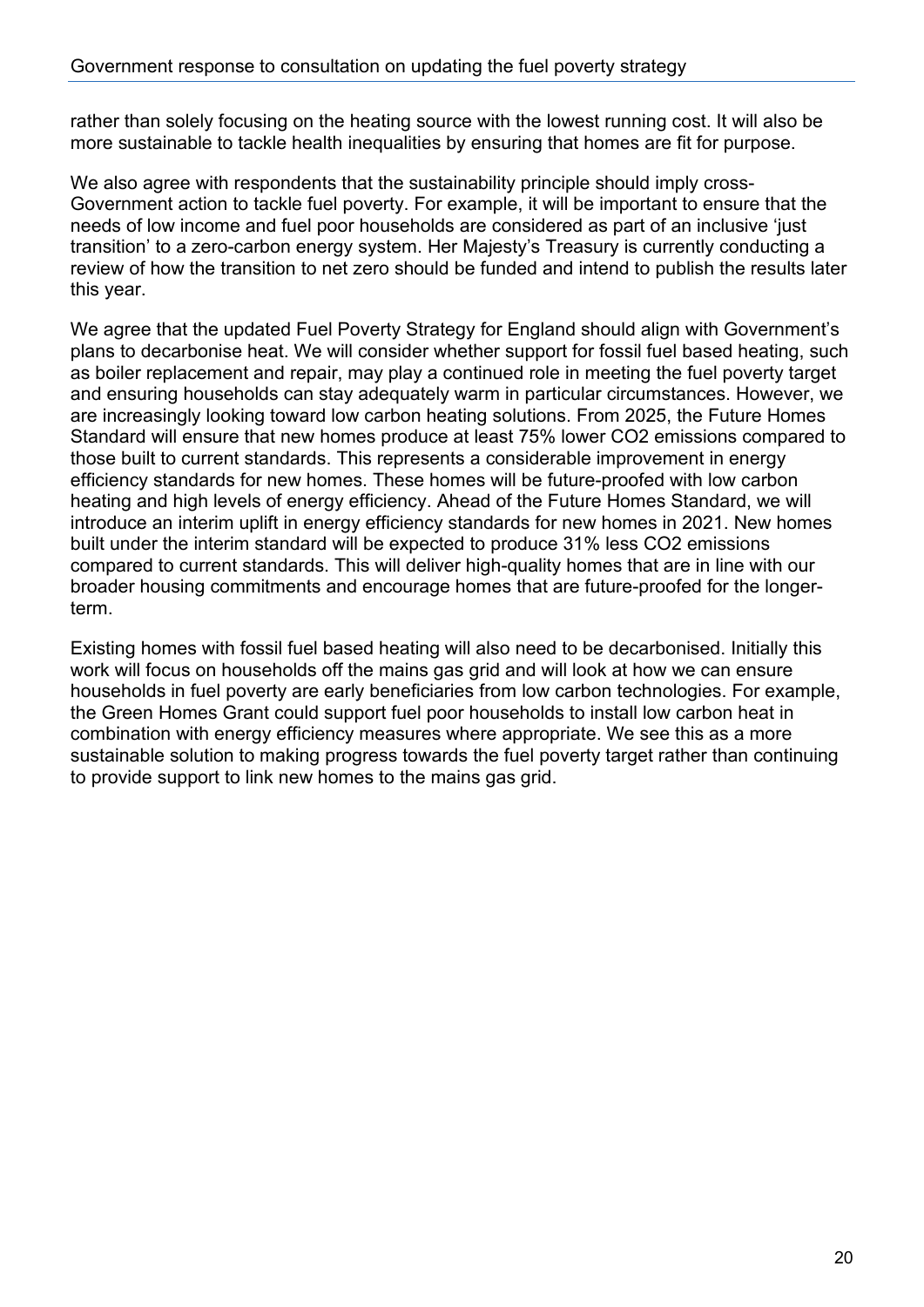rather than solely focusing on the heating source with the lowest running cost. It will also be more sustainable to tackle health inequalities by ensuring that homes are fit for purpose.

We also agree with respondents that the sustainability principle should imply cross-Government action to tackle fuel poverty. For example, it will be important to ensure that the needs of low income and fuel poor households are considered as part of an inclusive 'just transition' to a zero-carbon energy system. Her Majesty's Treasury is currently conducting a review of how the transition to net zero should be funded and intend to publish the results later this year.

We agree that the updated Fuel Poverty Strategy for England should align with Government's plans to decarbonise heat. We will consider whether support for fossil fuel based heating, such as boiler replacement and repair, may play a continued role in meeting the fuel poverty target and ensuring households can stay adequately warm in particular circumstances. However, we are increasingly looking toward low carbon heating solutions. From 2025, the Future Homes Standard will ensure that new homes produce at least 75% lower $CO_2$ emissions compared to those built to current standards. This represents a considerable improvement in energy efficiency standards for new homes. These homes will be future-proofed with low carbon heating and high levels of energy efficiency. Ahead of the Future Homes Standard, we will introduce an interim uplift in energy efficiency standards for new homes in 2021. New homes built under the interim standard will be expected to produce 31% less $CO_2$ emissions compared to current standards. This will deliver high-quality homes that are in line with our broader housing commitments and encourage homes that are future-proofed for the longer-term.

Existing homes with fossil fuel based heating will also need to be decarbonised. Initially this work will focus on households off the mains gas grid and will look at how we can ensure households in fuel poverty are early beneficiaries from low carbon technologies. For example, the Green Homes Grant could support fuel poor households to install low carbon heat in combination with energy efficiency measures where appropriate. We see this as a more sustainable solution to making progress towards the fuel poverty target rather than continuing to provide support to link new homes to the mains gas grid.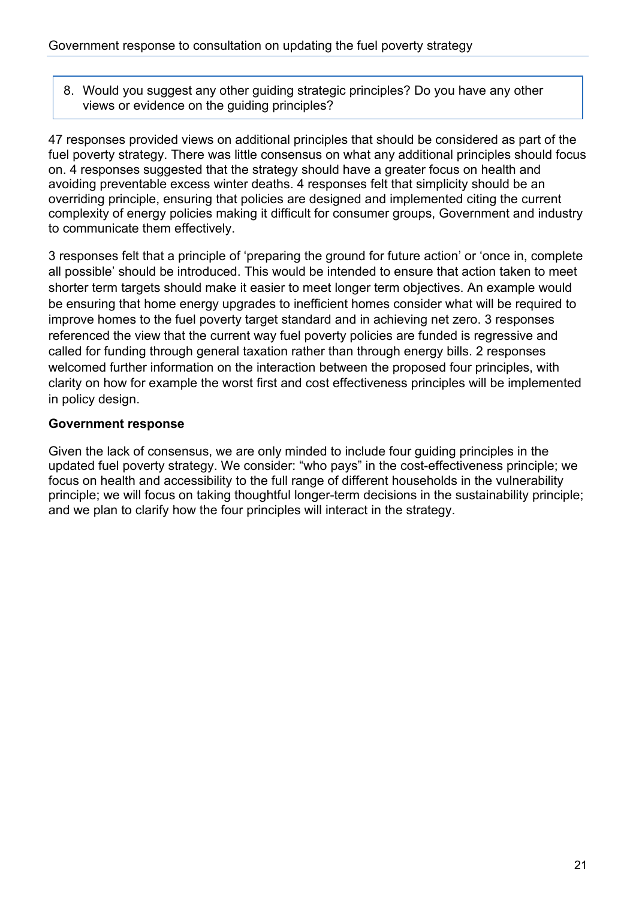8. Would you suggest any other guiding strategic principles? Do you have any other views or evidence on the guiding principles?

47 responses provided views on additional principles that should be considered as part of the fuel poverty strategy. There was little consensus on what any additional principles should focus on. 4 responses suggested that the strategy should have a greater focus on health and avoiding preventable excess winter deaths. 4 responses felt that simplicity should be an overriding principle, ensuring that policies are designed and implemented citing the current complexity of energy policies making it difficult for consumer groups, Government and industry to communicate them effectively.

3 responses felt that a principle of 'preparing the ground for future action' or 'once in, complete all possible' should be introduced. This would be intended to ensure that action taken to meet shorter term targets should make it easier to meet longer term objectives. An example would be ensuring that home energy upgrades to inefficient homes consider what will be required to improve homes to the fuel poverty target standard and in achieving net zero. 3 responses referenced the view that the current way fuel poverty policies are funded is regressive and called for funding through general taxation rather than through energy bills. 2 responses welcomed further information on the interaction between the proposed four principles, with clarity on how for example the worst first and cost effectiveness principles will be implemented in policy design.

**Government response**

Given the lack of consensus, we are only minded to include four guiding principles in the updated fuel poverty strategy. We consider: "who pays" in the cost-effectiveness principle; we focus on health and accessibility to the full range of different households in the vulnerability principle; we will focus on taking thoughtful longer-term decisions in the sustainability principle; and we plan to clarify how the four principles will interact in the strategy.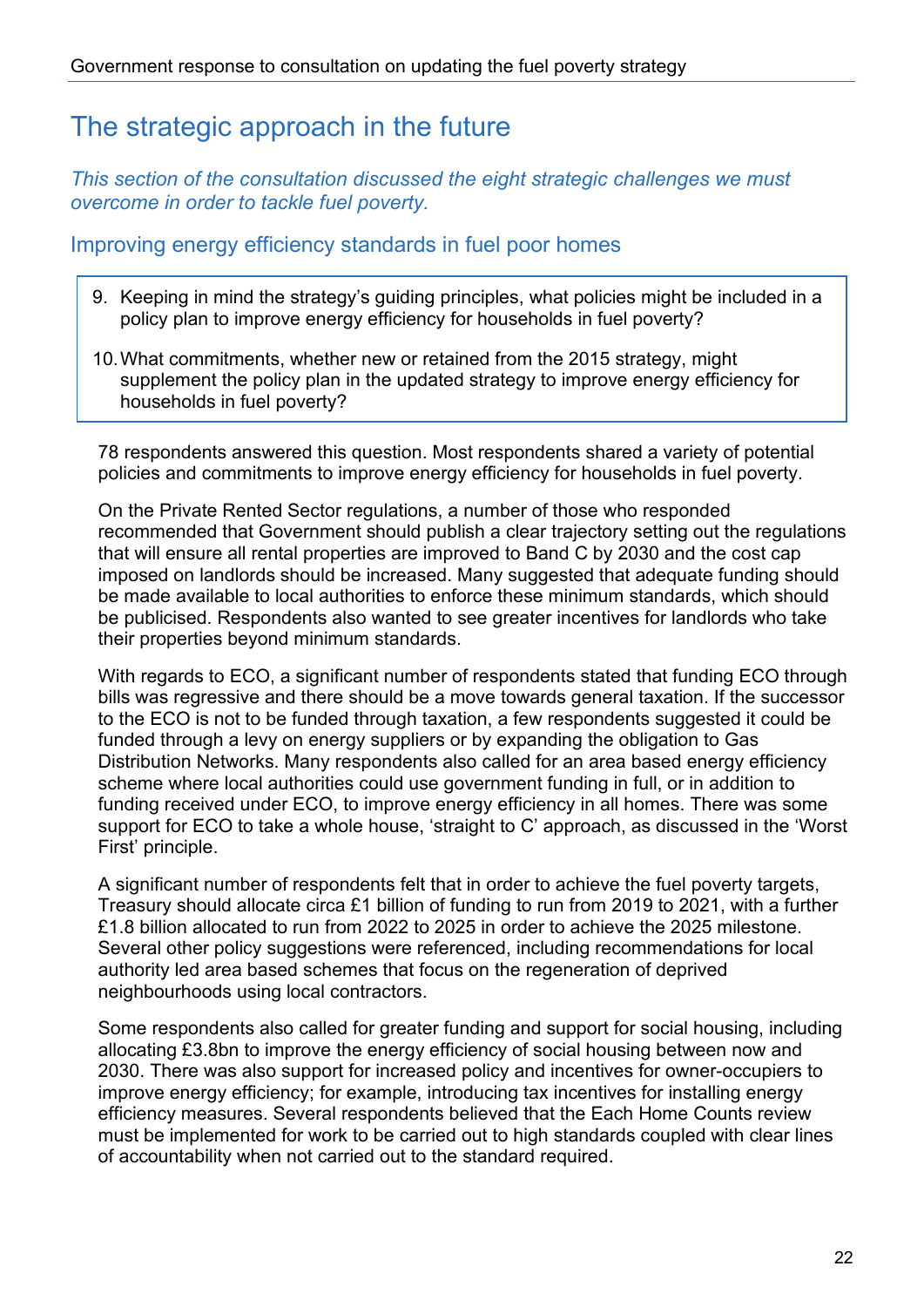# The strategic approach in the future

*This section of the consultation discussed the eight strategic challenges we must overcome in order to tackle fuel poverty.*

## Improving energy efficiency standards in fuel poor homes

9. Keeping in mind the strategy's guiding principles, what policies might be included in a policy plan to improve energy efficiency for households in fuel poverty?

10. What commitments, whether new or retained from the 2015 strategy, might supplement the policy plan in the updated strategy to improve energy efficiency for households in fuel poverty?

78 respondents answered this question. Most respondents shared a variety of potential policies and commitments to improve energy efficiency for households in fuel poverty.

On the Private Rented Sector regulations, a number of those who responded recommended that Government should publish a clear trajectory setting out the regulations that will ensure all rental properties are improved to Band C by 2030 and the cost cap imposed on landlords should be increased. Many suggested that adequate funding should be made available to local authorities to enforce these minimum standards, which should be publicised. Respondents also wanted to see greater incentives for landlords who take their properties beyond minimum standards.

With regards to ECO, a significant number of respondents stated that funding ECO through bills was regressive and there should be a move towards general taxation. If the successor to the ECO is not to be funded through taxation, a few respondents suggested it could be funded through a levy on energy suppliers or by expanding the obligation to Gas Distribution Networks. Many respondents also called for an area based energy efficiency scheme where local authorities could use government funding in full, or in addition to funding received under ECO, to improve energy efficiency in all homes. There was some support for ECO to take a whole house, 'straight to C' approach, as discussed in the 'Worst First' principle.

A significant number of respondents felt that in order to achieve the fuel poverty targets, Treasury should allocate circa £1 billion of funding to run from 2019 to 2021, with a further £1.8 billion allocated to run from 2022 to 2025 in order to achieve the 2025 milestone. Several other policy suggestions were referenced, including recommendations for local authority led area based schemes that focus on the regeneration of deprived neighbourhoods using local contractors.

Some respondents also called for greater funding and support for social housing, including allocating £3.8bn to improve the energy efficiency of social housing between now and 2030. There was also support for increased policy and incentives for owner-occupiers to improve energy efficiency; for example, introducing tax incentives for installing energy efficiency measures. Several respondents believed that the Each Home Counts review must be implemented for work to be carried out to high standards coupled with clear lines of accountability when not carried out to the standard required.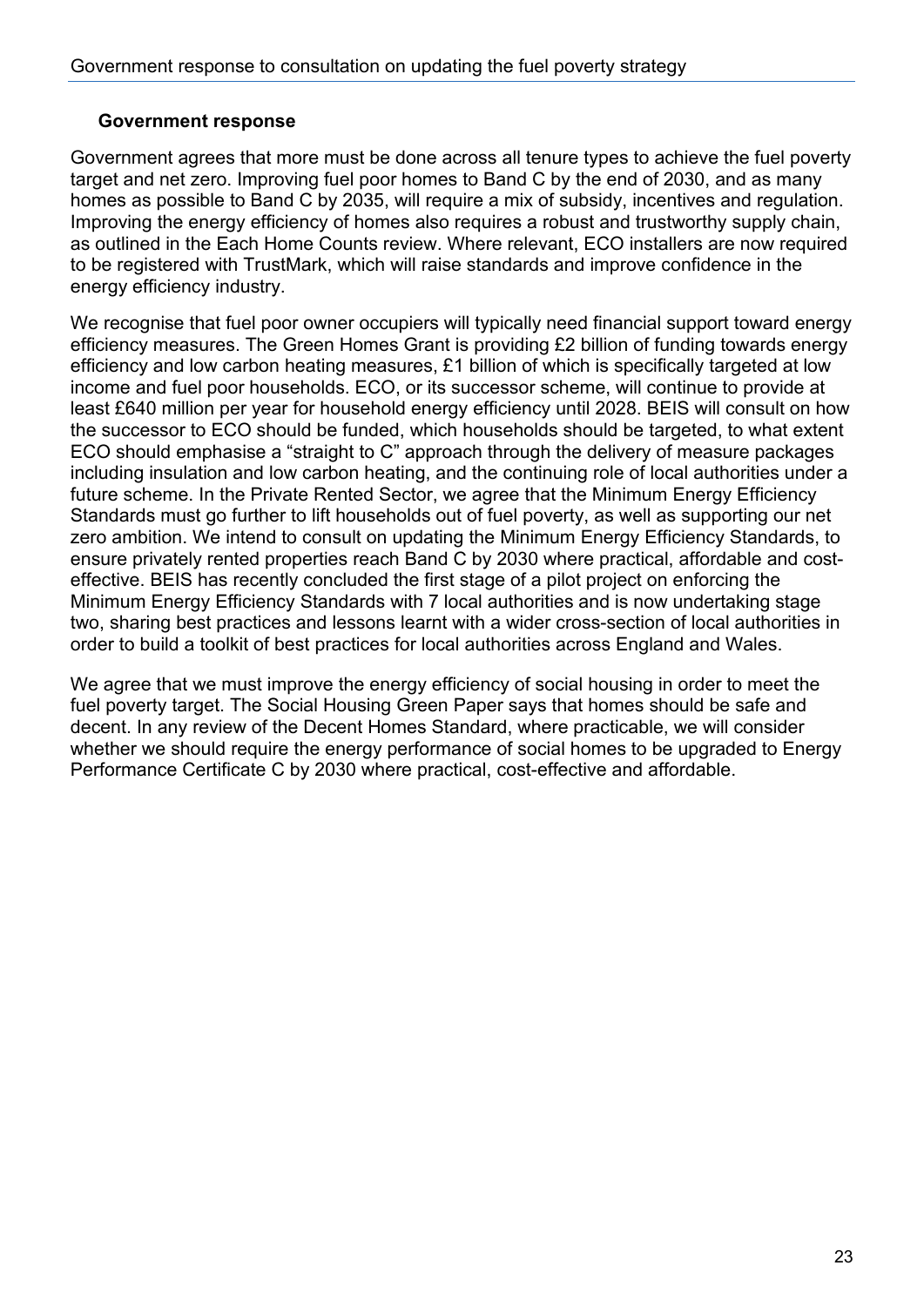### Government response

Government agrees that more must be done across all tenure types to achieve the fuel poverty target and net zero. Improving fuel poor homes to Band C by the end of 2030, and as many homes as possible to Band C by 2035, will require a mix of subsidy, incentives and regulation. Improving the energy efficiency of homes also requires a robust and trustworthy supply chain, as outlined in the Each Home Counts review. Where relevant, ECO installers are now required to be registered with TrustMark, which will raise standards and improve confidence in the energy efficiency industry.

We recognise that fuel poor owner occupiers will typically need financial support toward energy efficiency measures. The Green Homes Grant is providing £2 billion of funding towards energy efficiency and low carbon heating measures, £1 billion of which is specifically targeted at low income and fuel poor households. ECO, or its successor scheme, will continue to provide at least £640 million per year for household energy efficiency until 2028. BEIS will consult on how the successor to ECO should be funded, which households should be targeted, to what extent ECO should emphasise a "straight to C" approach through the delivery of measure packages including insulation and low carbon heating, and the continuing role of local authorities under a future scheme. In the Private Rented Sector, we agree that the Minimum Energy Efficiency Standards must go further to lift households out of fuel poverty, as well as supporting our net zero ambition. We intend to consult on updating the Minimum Energy Efficiency Standards, to ensure privately rented properties reach Band C by 2030 where practical, affordable and cost-effective. BEIS has recently concluded the first stage of a pilot project on enforcing the Minimum Energy Efficiency Standards with 7 local authorities and is now undertaking stage two, sharing best practices and lessons learnt with a wider cross-section of local authorities in order to build a toolkit of best practices for local authorities across England and Wales.

We agree that we must improve the energy efficiency of social housing in order to meet the fuel poverty target. The Social Housing Green Paper says that homes should be safe and decent. In any review of the Decent Homes Standard, where practicable, we will consider whether we should require the energy performance of social homes to be upgraded to Energy Performance Certificate C by 2030 where practical, cost-effective and affordable.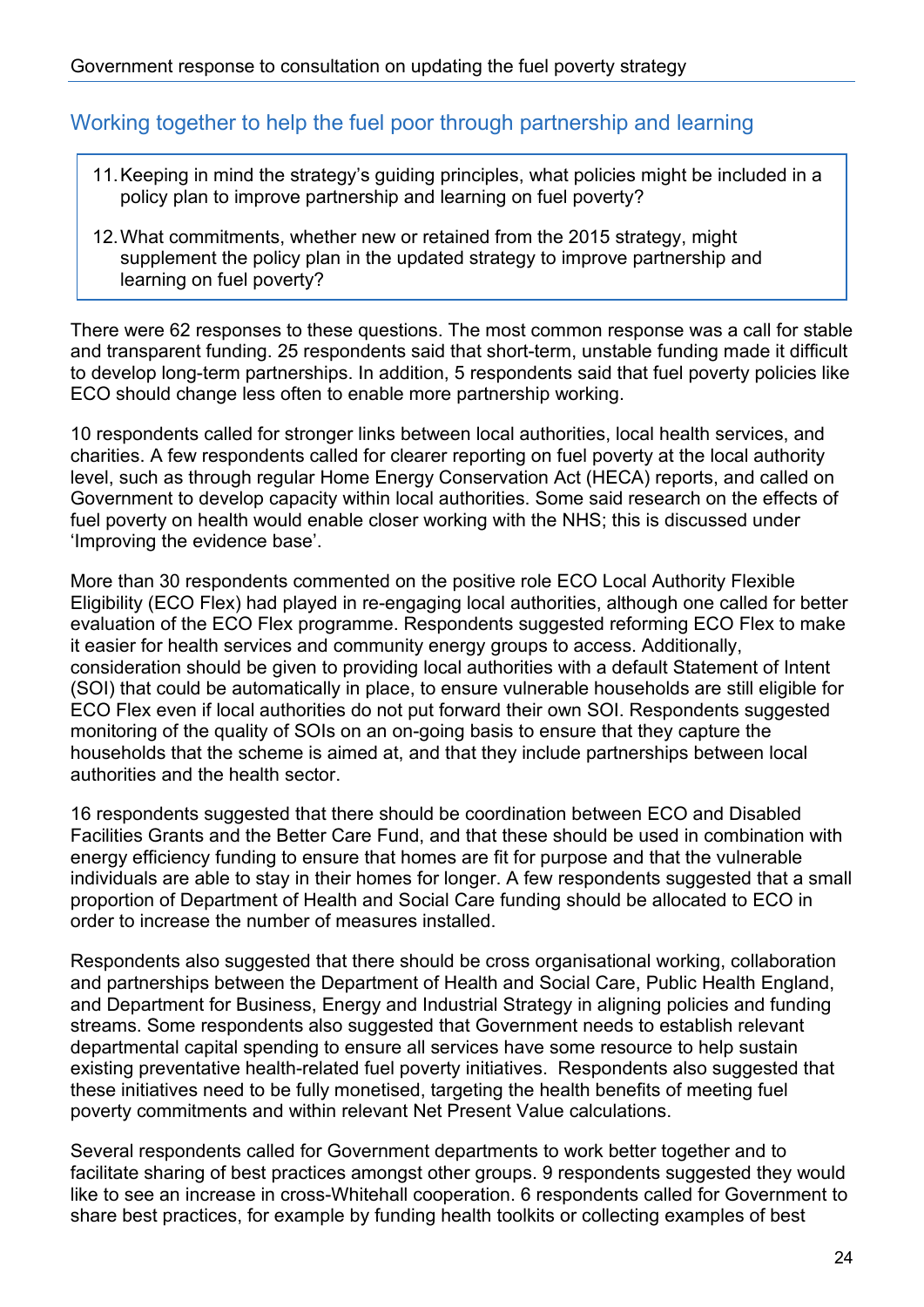## Working together to help the fuel poor through partnership and learning

> 11. Keeping in mind the strategy's guiding principles, what policies might be included in a policy plan to improve partnership and learning on fuel poverty?
>
> 12. What commitments, whether new or retained from the 2015 strategy, might supplement the policy plan in the updated strategy to improve partnership and learning on fuel poverty?

There were 62 responses to these questions. The most common response was a call for stable and transparent funding. 25 respondents said that short-term, unstable funding made it difficult to develop long-term partnerships. In addition, 5 respondents said that fuel poverty policies like ECO should change less often to enable more partnership working.

10 respondents called for stronger links between local authorities, local health services, and charities. A few respondents called for clearer reporting on fuel poverty at the local authority level, such as through regular Home Energy Conservation Act (HECA) reports, and called on Government to develop capacity within local authorities. Some said research on the effects of fuel poverty on health would enable closer working with the NHS; this is discussed under 'Improving the evidence base'.

More than 30 respondents commented on the positive role ECO Local Authority Flexible Eligibility (ECO Flex) had played in re-engaging local authorities, although one called for better evaluation of the ECO Flex programme. Respondents suggested reforming ECO Flex to make it easier for health services and community energy groups to access. Additionally, consideration should be given to providing local authorities with a default Statement of Intent (SOI) that could be automatically in place, to ensure vulnerable households are still eligible for ECO Flex even if local authorities do not put forward their own SOI. Respondents suggested monitoring of the quality of SOIs on an on-going basis to ensure that they capture the households that the scheme is aimed at, and that they include partnerships between local authorities and the health sector.

16 respondents suggested that there should be coordination between ECO and Disabled Facilities Grants and the Better Care Fund, and that these should be used in combination with energy efficiency funding to ensure that homes are fit for purpose and that the vulnerable individuals are able to stay in their homes for longer. A few respondents suggested that a small proportion of Department of Health and Social Care funding should be allocated to ECO in order to increase the number of measures installed.

Respondents also suggested that there should be cross organisational working, collaboration and partnerships between the Department of Health and Social Care, Public Health England, and Department for Business, Energy and Industrial Strategy in aligning policies and funding streams. Some respondents also suggested that Government needs to establish relevant departmental capital spending to ensure all services have some resource to help sustain existing preventative health-related fuel poverty initiatives. Respondents also suggested that these initiatives need to be fully monetised, targeting the health benefits of meeting fuel poverty commitments and within relevant Net Present Value calculations.

Several respondents called for Government departments to work better together and to facilitate sharing of best practices amongst other groups. 9 respondents suggested they would like to see an increase in cross-Whitehall cooperation. 6 respondents called for Government to share best practices, for example by funding health toolkits or collecting examples of best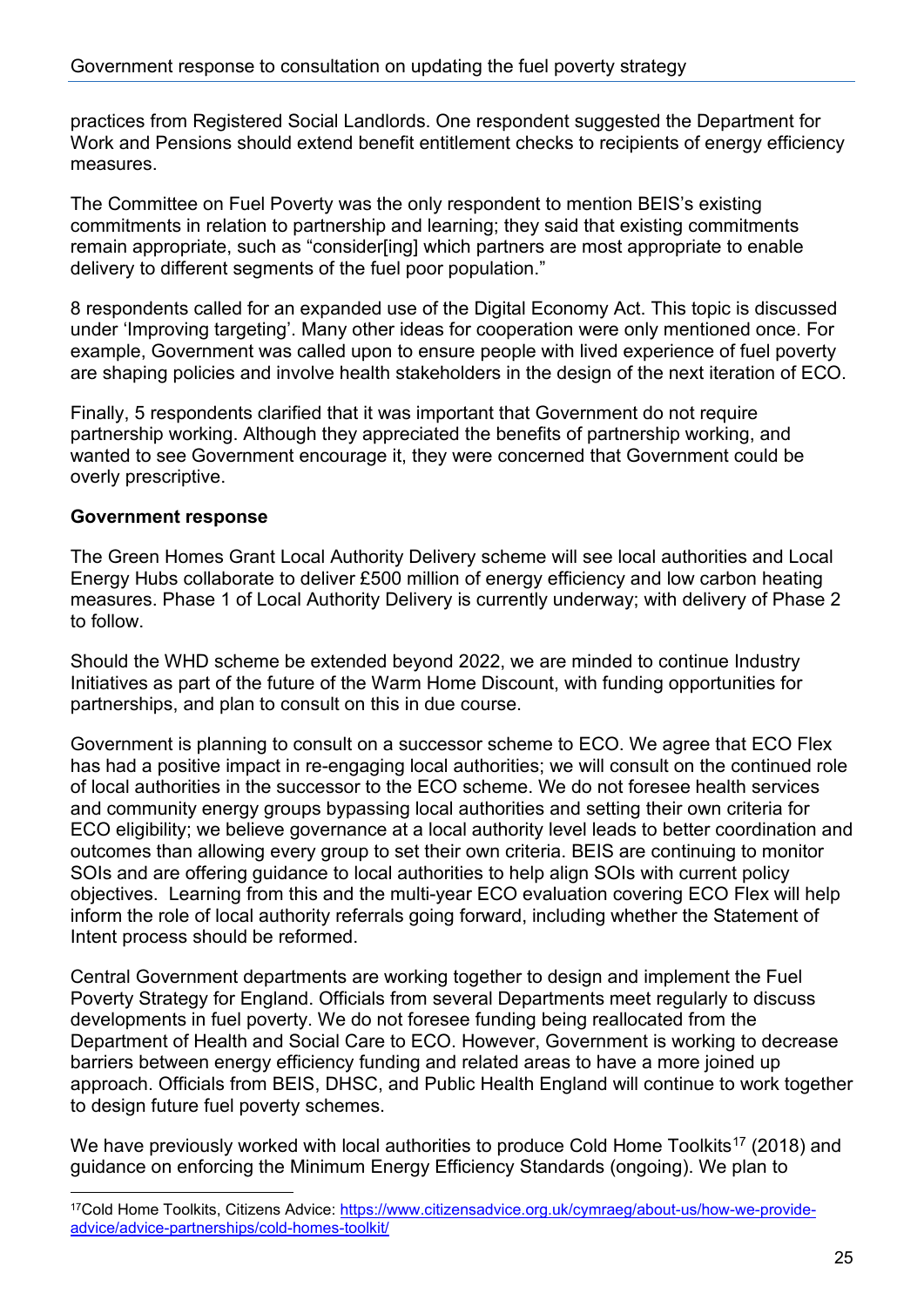practices from Registered Social Landlords. One respondent suggested the Department for Work and Pensions should extend benefit entitlement checks to recipients of energy efficiency measures.

The Committee on Fuel Poverty was the only respondent to mention BEIS's existing commitments in relation to partnership and learning; they said that existing commitments remain appropriate, such as "consider[ing] which partners are most appropriate to enable delivery to different segments of the fuel poor population."

8 respondents called for an expanded use of the Digital Economy Act. This topic is discussed under 'Improving targeting'. Many other ideas for cooperation were only mentioned once. For example, Government was called upon to ensure people with lived experience of fuel poverty are shaping policies and involve health stakeholders in the design of the next iteration of ECO.

Finally, 5 respondents clarified that it was important that Government do not require partnership working. Although they appreciated the benefits of partnership working, and wanted to see Government encourage it, they were concerned that Government could be overly prescriptive.

**Government response**

The Green Homes Grant Local Authority Delivery scheme will see local authorities and Local Energy Hubs collaborate to deliver £500 million of energy efficiency and low carbon heating measures. Phase 1 of Local Authority Delivery is currently underway; with delivery of Phase 2 to follow.

Should the WHD scheme be extended beyond 2022, we are minded to continue Industry Initiatives as part of the future of the Warm Home Discount, with funding opportunities for partnerships, and plan to consult on this in due course.

Government is planning to consult on a successor scheme to ECO. We agree that ECO Flex has had a positive impact in re-engaging local authorities; we will consult on the continued role of local authorities in the successor to the ECO scheme. We do not foresee health services and community energy groups bypassing local authorities and setting their own criteria for ECO eligibility; we believe governance at a local authority level leads to better coordination and outcomes than allowing every group to set their own criteria. BEIS are continuing to monitor SOIs and are offering guidance to local authorities to help align SOIs with current policy objectives. Learning from this and the multi-year ECO evaluation covering ECO Flex will help inform the role of local authority referrals going forward, including whether the Statement of Intent process should be reformed.

Central Government departments are working together to design and implement the Fuel Poverty Strategy for England. Officials from several Departments meet regularly to discuss developments in fuel poverty. We do not foresee funding being reallocated from the Department of Health and Social Care to ECO. However, Government is working to decrease barriers between energy efficiency funding and related areas to have a more joined up approach. Officials from BEIS, DHSC, and Public Health England will continue to work together to design future fuel poverty schemes.

We have previously worked with local authorities to produce Cold Home Toolkits[17] (2018) and guidance on enforcing the Minimum Energy Efficiency Standards (ongoing). We plan to

[17] Cold Home Toolkits, Citizens Advice: https://www.citizensadvice.org.uk/cymraeg/about-us/how-we-provide-advice/advice-partnerships/cold-homes-toolkit/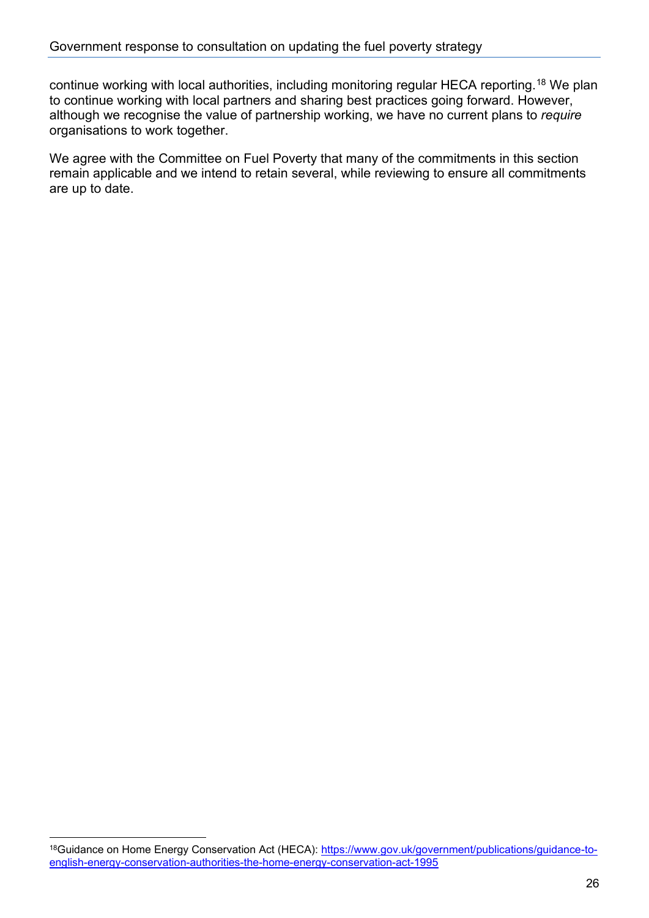continue working with local authorities, including monitoring regular HECA reporting.[18] We plan to continue working with local partners and sharing best practices going forward. However, although we recognise the value of partnership working, we have no current plans to *require* organisations to work together.

We agree with the Committee on Fuel Poverty that many of the commitments in this section remain applicable and we intend to retain several, while reviewing to ensure all commitments are up to date.

[18] Guidance on Home Energy Conservation Act (HECA): https://www.gov.uk/government/publications/guidance-to-english-energy-conservation-authorities-the-home-energy-conservation-act-1995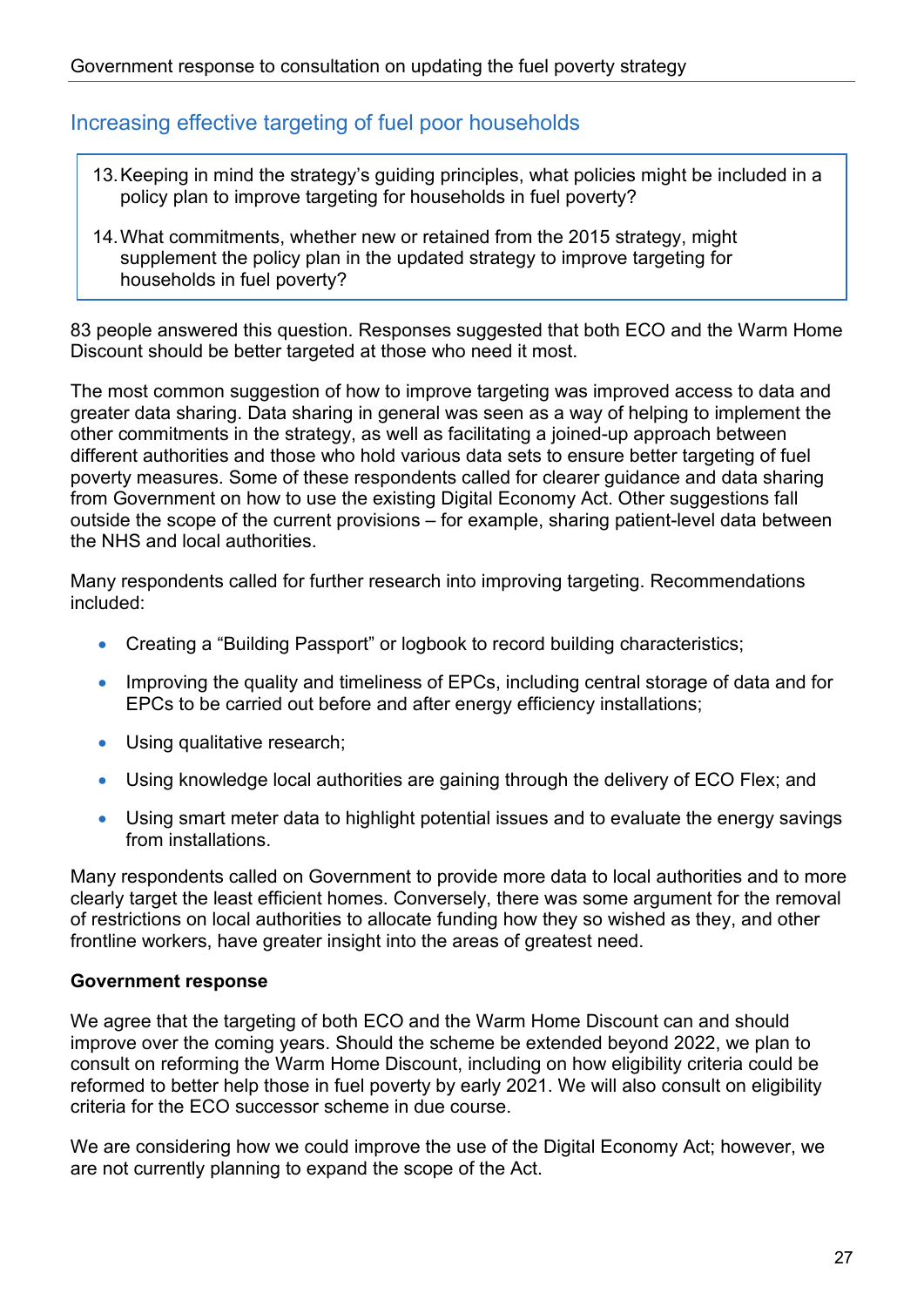## Increasing effective targeting of fuel poor households

13. Keeping in mind the strategy's guiding principles, what policies might be included in a policy plan to improve targeting for households in fuel poverty?
14. What commitments, whether new or retained from the 2015 strategy, might supplement the policy plan in the updated strategy to improve targeting for households in fuel poverty?

83 people answered this question. Responses suggested that both ECO and the Warm Home Discount should be better targeted at those who need it most.

The most common suggestion of how to improve targeting was improved access to data and greater data sharing. Data sharing in general was seen as a way of helping to implement the other commitments in the strategy, as well as facilitating a joined-up approach between different authorities and those who hold various data sets to ensure better targeting of fuel poverty measures. Some of these respondents called for clearer guidance and data sharing from Government on how to use the existing Digital Economy Act. Other suggestions fall outside the scope of the current provisions – for example, sharing patient-level data between the NHS and local authorities.

Many respondents called for further research into improving targeting. Recommendations included:

- Creating a "Building Passport" or logbook to record building characteristics;
- Improving the quality and timeliness of EPCs, including central storage of data and for EPCs to be carried out before and after energy efficiency installations;
- Using qualitative research;
- Using knowledge local authorities are gaining through the delivery of ECO Flex; and
- Using smart meter data to highlight potential issues and to evaluate the energy savings from installations.

Many respondents called on Government to provide more data to local authorities and to more clearly target the least efficient homes. Conversely, there was some argument for the removal of restrictions on local authorities to allocate funding how they so wished as they, and other frontline workers, have greater insight into the areas of greatest need.

**Government response**

We agree that the targeting of both ECO and the Warm Home Discount can and should improve over the coming years. Should the scheme be extended beyond 2022, we plan to consult on reforming the Warm Home Discount, including on how eligibility criteria could be reformed to better help those in fuel poverty by early 2021. We will also consult on eligibility criteria for the ECO successor scheme in due course.

We are considering how we could improve the use of the Digital Economy Act; however, we are not currently planning to expand the scope of the Act.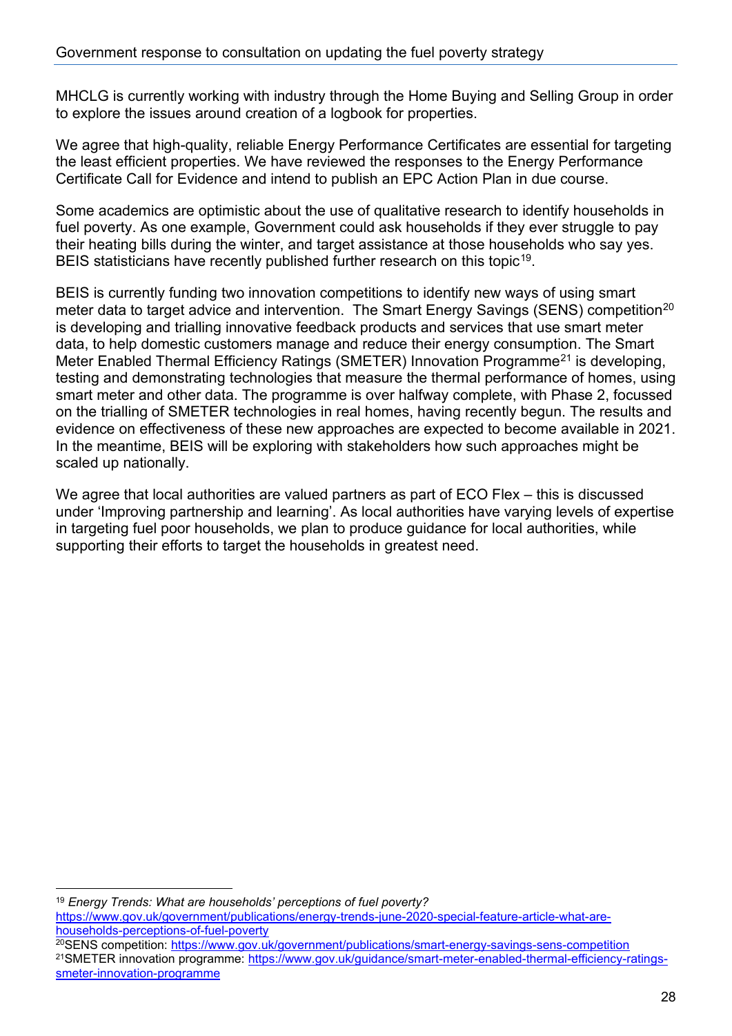MHCLG is currently working with industry through the Home Buying and Selling Group in order to explore the issues around creation of a logbook for properties.

We agree that high-quality, reliable Energy Performance Certificates are essential for targeting the least efficient properties. We have reviewed the responses to the Energy Performance Certificate Call for Evidence and intend to publish an EPC Action Plan in due course.

Some academics are optimistic about the use of qualitative research to identify households in fuel poverty. As one example, Government could ask households if they ever struggle to pay their heating bills during the winter, and target assistance at those households who say yes. BEIS statisticians have recently published further research on this topic[19].

BEIS is currently funding two innovation competitions to identify new ways of using smart meter data to target advice and intervention. The Smart Energy Savings (SENS) competition[20] is developing and trialling innovative feedback products and services that use smart meter data, to help domestic customers manage and reduce their energy consumption. The Smart Meter Enabled Thermal Efficiency Ratings (SMETER) Innovation Programme[21] is developing, testing and demonstrating technologies that measure the thermal performance of homes, using smart meter and other data. The programme is over halfway complete, with Phase 2, focussed on the trialling of SMETER technologies in real homes, having recently begun. The results and evidence on effectiveness of these new approaches are expected to become available in 2021. In the meantime, BEIS will be exploring with stakeholders how such approaches might be scaled up nationally.

We agree that local authorities are valued partners as part of ECO Flex – this is discussed under 'Improving partnership and learning'. As local authorities have varying levels of expertise in targeting fuel poor households, we plan to produce guidance for local authorities, while supporting their efforts to target the households in greatest need.

---

[19] *Energy Trends: What are households' perceptions of fuel poverty?* https://www.gov.uk/government/publications/energy-trends-june-2020-special-feature-article-what-are-households-perceptions-of-fuel-poverty

[20] SENS competition: https://www.gov.uk/government/publications/smart-energy-savings-sens-competition

[21] SMETER innovation programme: https://www.gov.uk/guidance/smart-meter-enabled-thermal-efficiency-ratings-smeter-innovation-programme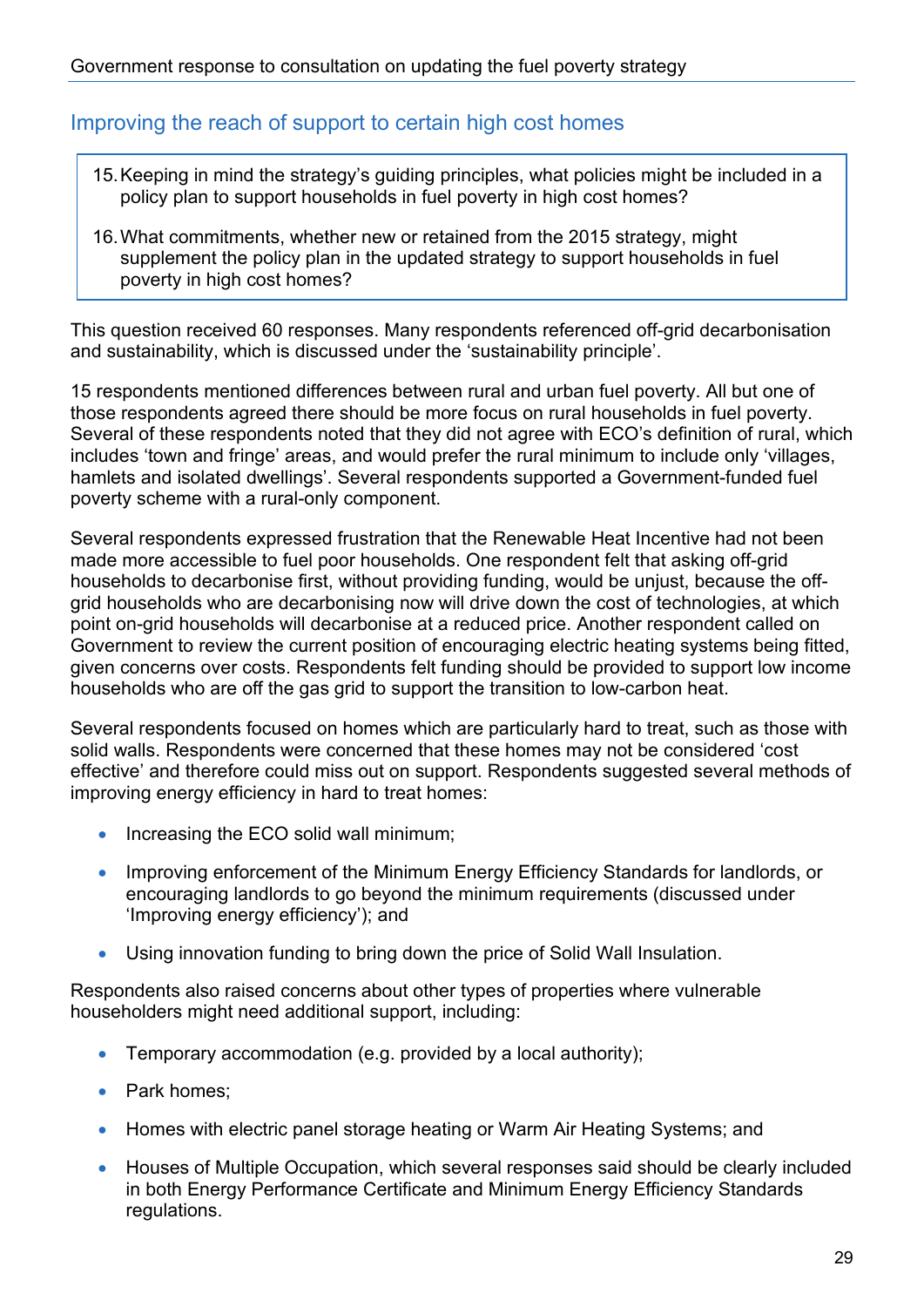## Improving the reach of support to certain high cost homes

> 15. Keeping in mind the strategy's guiding principles, what policies might be included in a policy plan to support households in fuel poverty in high cost homes?
>
> 16. What commitments, whether new or retained from the 2015 strategy, might supplement the policy plan in the updated strategy to support households in fuel poverty in high cost homes?

This question received 60 responses. Many respondents referenced off-grid decarbonisation and sustainability, which is discussed under the 'sustainability principle'.

15 respondents mentioned differences between rural and urban fuel poverty. All but one of those respondents agreed there should be more focus on rural households in fuel poverty. Several of these respondents noted that they did not agree with ECO's definition of rural, which includes 'town and fringe' areas, and would prefer the rural minimum to include only 'villages, hamlets and isolated dwellings'. Several respondents supported a Government-funded fuel poverty scheme with a rural-only component.

Several respondents expressed frustration that the Renewable Heat Incentive had not been made more accessible to fuel poor households. One respondent felt that asking off-grid households to decarbonise first, without providing funding, would be unjust, because the off-grid households who are decarbonising now will drive down the cost of technologies, at which point on-grid households will decarbonise at a reduced price. Another respondent called on Government to review the current position of encouraging electric heating systems being fitted, given concerns over costs. Respondents felt funding should be provided to support low income households who are off the gas grid to support the transition to low-carbon heat.

Several respondents focused on homes which are particularly hard to treat, such as those with solid walls. Respondents were concerned that these homes may not be considered 'cost effective' and therefore could miss out on support. Respondents suggested several methods of improving energy efficiency in hard to treat homes:

- Increasing the ECO solid wall minimum;
- Improving enforcement of the Minimum Energy Efficiency Standards for landlords, or encouraging landlords to go beyond the minimum requirements (discussed under 'Improving energy efficiency'); and
- Using innovation funding to bring down the price of Solid Wall Insulation.

Respondents also raised concerns about other types of properties where vulnerable householders might need additional support, including:

- Temporary accommodation (e.g. provided by a local authority);
- Park homes;
- Homes with electric panel storage heating or Warm Air Heating Systems; and
- Houses of Multiple Occupation, which several responses said should be clearly included in both Energy Performance Certificate and Minimum Energy Efficiency Standards regulations.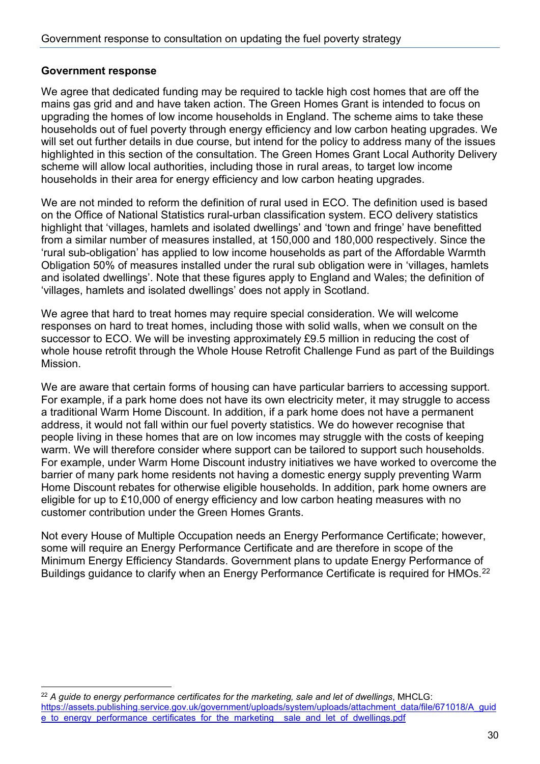**Government response**

We agree that dedicated funding may be required to tackle high cost homes that are off the mains gas grid and and have taken action. The Green Homes Grant is intended to focus on upgrading the homes of low income households in England. The scheme aims to take these households out of fuel poverty through energy efficiency and low carbon heating upgrades. We will set out further details in due course, but intend for the policy to address many of the issues highlighted in this section of the consultation. The Green Homes Grant Local Authority Delivery scheme will allow local authorities, including those in rural areas, to target low income households in their area for energy efficiency and low carbon heating upgrades.

We are not minded to reform the definition of rural used in ECO. The definition used is based on the Office of National Statistics rural-urban classification system. ECO delivery statistics highlight that 'villages, hamlets and isolated dwellings' and 'town and fringe' have benefitted from a similar number of measures installed, at 150,000 and 180,000 respectively. Since the 'rural sub-obligation' has applied to low income households as part of the Affordable Warmth Obligation 50% of measures installed under the rural sub obligation were in 'villages, hamlets and isolated dwellings'. Note that these figures apply to England and Wales; the definition of 'villages, hamlets and isolated dwellings' does not apply in Scotland.

We agree that hard to treat homes may require special consideration. We will welcome responses on hard to treat homes, including those with solid walls, when we consult on the successor to ECO. We will be investing approximately £9.5 million in reducing the cost of whole house retrofit through the Whole House Retrofit Challenge Fund as part of the Buildings Mission.

We are aware that certain forms of housing can have particular barriers to accessing support. For example, if a park home does not have its own electricity meter, it may struggle to access a traditional Warm Home Discount. In addition, if a park home does not have a permanent address, it would not fall within our fuel poverty statistics. We do however recognise that people living in these homes that are on low incomes may struggle with the costs of keeping warm. We will therefore consider where support can be tailored to support such households. For example, under Warm Home Discount industry initiatives we have worked to overcome the barrier of many park home residents not having a domestic energy supply preventing Warm Home Discount rebates for otherwise eligible households. In addition, park home owners are eligible for up to £10,000 of energy efficiency and low carbon heating measures with no customer contribution under the Green Homes Grants.

Not every House of Multiple Occupation needs an Energy Performance Certificate; however, some will require an Energy Performance Certificate and are therefore in scope of the Minimum Energy Efficiency Standards. Government plans to update Energy Performance of Buildings guidance to clarify when an Energy Performance Certificate is required for HMOs.[22]

[22] *A guide to energy performance certificates for the marketing, sale and let of dwellings*, MHCLG: https://assets.publishing.service.gov.uk/government/uploads/system/uploads/attachment_data/file/671018/A_guide_to_energy_performance_certificates_for_the_marketing__sale_and_let_of_dwellings.pdf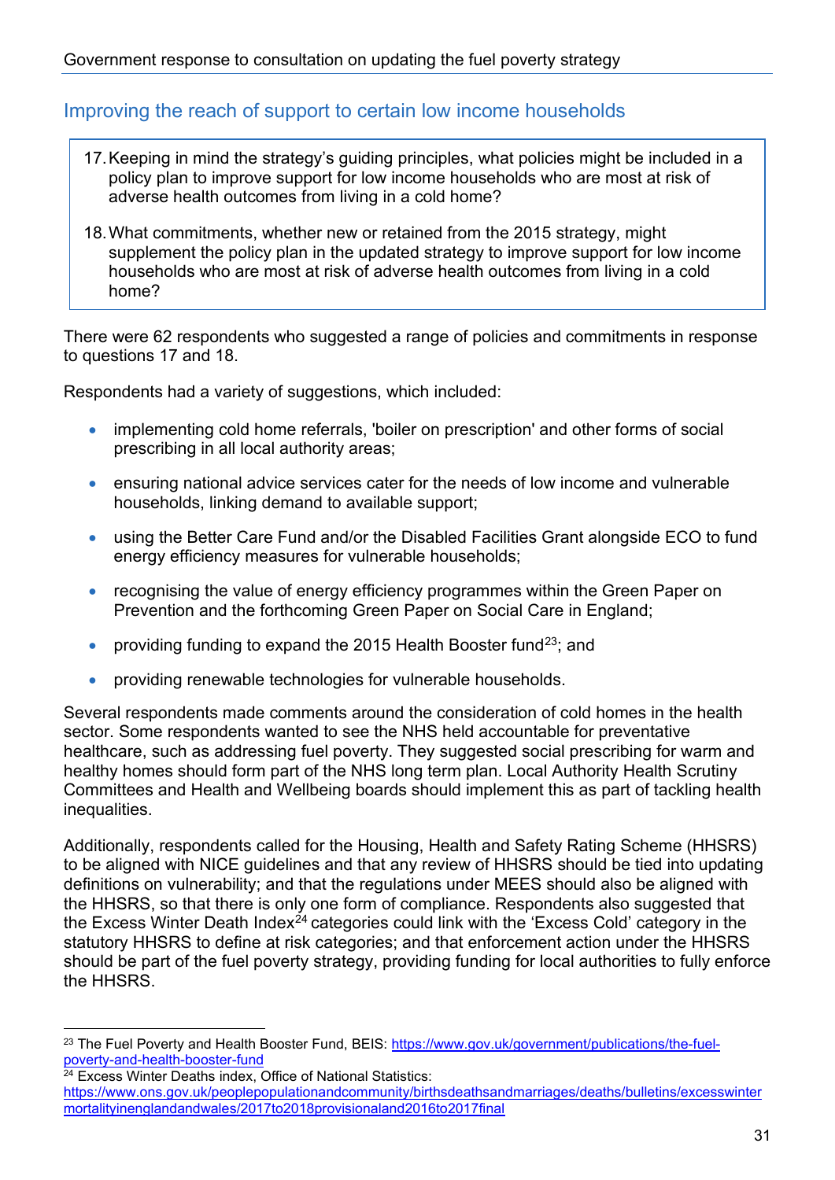## Improving the reach of support to certain low income households

17. Keeping in mind the strategy's guiding principles, what policies might be included in a policy plan to improve support for low income households who are most at risk of adverse health outcomes from living in a cold home?

18. What commitments, whether new or retained from the 2015 strategy, might supplement the policy plan in the updated strategy to improve support for low income households who are most at risk of adverse health outcomes from living in a cold home?

There were 62 respondents who suggested a range of policies and commitments in response to questions 17 and 18.

Respondents had a variety of suggestions, which included:

- implementing cold home referrals, 'boiler on prescription' and other forms of social prescribing in all local authority areas;
- ensuring national advice services cater for the needs of low income and vulnerable households, linking demand to available support;
- using the Better Care Fund and/or the Disabled Facilities Grant alongside ECO to fund energy efficiency measures for vulnerable households;
- recognising the value of energy efficiency programmes within the Green Paper on Prevention and the forthcoming Green Paper on Social Care in England;
- providing funding to expand the 2015 Health Booster fund[23]; and
- providing renewable technologies for vulnerable households.

Several respondents made comments around the consideration of cold homes in the health sector. Some respondents wanted to see the NHS held accountable for preventative healthcare, such as addressing fuel poverty. They suggested social prescribing for warm and healthy homes should form part of the NHS long term plan. Local Authority Health Scrutiny Committees and Health and Wellbeing boards should implement this as part of tackling health inequalities.

Additionally, respondents called for the Housing, Health and Safety Rating Scheme (HHSRS) to be aligned with NICE guidelines and that any review of HHSRS should be tied into updating definitions on vulnerability; and that the regulations under MEES should also be aligned with the HHSRS, so that there is only one form of compliance. Respondents also suggested that the Excess Winter Death Index[24] categories could link with the 'Excess Cold' category in the statutory HHSRS to define at risk categories; and that enforcement action under the HHSRS should be part of the fuel poverty strategy, providing funding for local authorities to fully enforce the HHSRS.

---

[23] The Fuel Poverty and Health Booster Fund, BEIS: https://www.gov.uk/government/publications/the-fuel-poverty-and-health-booster-fund

[24] Excess Winter Deaths index, Office of National Statistics: https://www.ons.gov.uk/peoplepopulationandcommunity/birthsdeathsandmarriages/deaths/bulletins/excesswintermortalityinenglandandwales/2017to2018provisionaland2016to2017final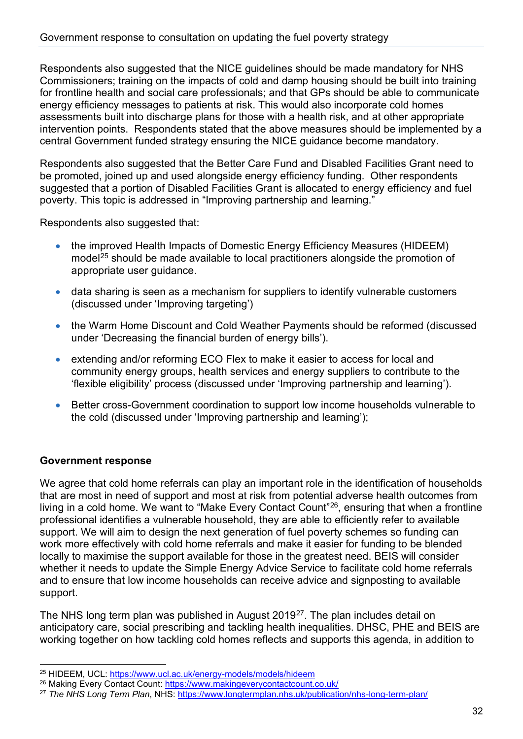Respondents also suggested that the NICE guidelines should be made mandatory for NHS Commissioners; training on the impacts of cold and damp housing should be built into training for frontline health and social care professionals; and that GPs should be able to communicate energy efficiency messages to patients at risk. This would also incorporate cold homes assessments built into discharge plans for those with a health risk, and at other appropriate intervention points. Respondents stated that the above measures should be implemented by a central Government funded strategy ensuring the NICE guidance become mandatory.

Respondents also suggested that the Better Care Fund and Disabled Facilities Grant need to be promoted, joined up and used alongside energy efficiency funding. Other respondents suggested that a portion of Disabled Facilities Grant is allocated to energy efficiency and fuel poverty. This topic is addressed in "Improving partnership and learning."

Respondents also suggested that:

- the improved Health Impacts of Domestic Energy Efficiency Measures (HIDEEM) model[25] should be made available to local practitioners alongside the promotion of appropriate user guidance.
- data sharing is seen as a mechanism for suppliers to identify vulnerable customers (discussed under 'Improving targeting')
- the Warm Home Discount and Cold Weather Payments should be reformed (discussed under 'Decreasing the financial burden of energy bills').
- extending and/or reforming ECO Flex to make it easier to access for local and community energy groups, health services and energy suppliers to contribute to the 'flexible eligibility' process (discussed under 'Improving partnership and learning').
- Better cross-Government coordination to support low income households vulnerable to the cold (discussed under 'Improving partnership and learning');

**Government response**

We agree that cold home referrals can play an important role in the identification of households that are most in need of support and most at risk from potential adverse health outcomes from living in a cold home. We want to "Make Every Contact Count"[26], ensuring that when a frontline professional identifies a vulnerable household, they are able to efficiently refer to available support. We will aim to design the next generation of fuel poverty schemes so funding can work more effectively with cold home referrals and make it easier for funding to be blended locally to maximise the support available for those in the greatest need. BEIS will consider whether it needs to update the Simple Energy Advice Service to facilitate cold home referrals and to ensure that low income households can receive advice and signposting to available support.

The NHS long term plan was published in August 2019[27]. The plan includes detail on anticipatory care, social prescribing and tackling health inequalities. DHSC, PHE and BEIS are working together on how tackling cold homes reflects and supports this agenda, in addition to

---

[25] HIDEEM, UCL: https://www.ucl.ac.uk/energy-models/models/hideem

[26] Making Every Contact Count: https://www.makingeverycontactcount.co.uk/

[27] *The NHS Long Term Plan*, NHS: https://www.longtermplan.nhs.uk/publication/nhs-long-term-plan/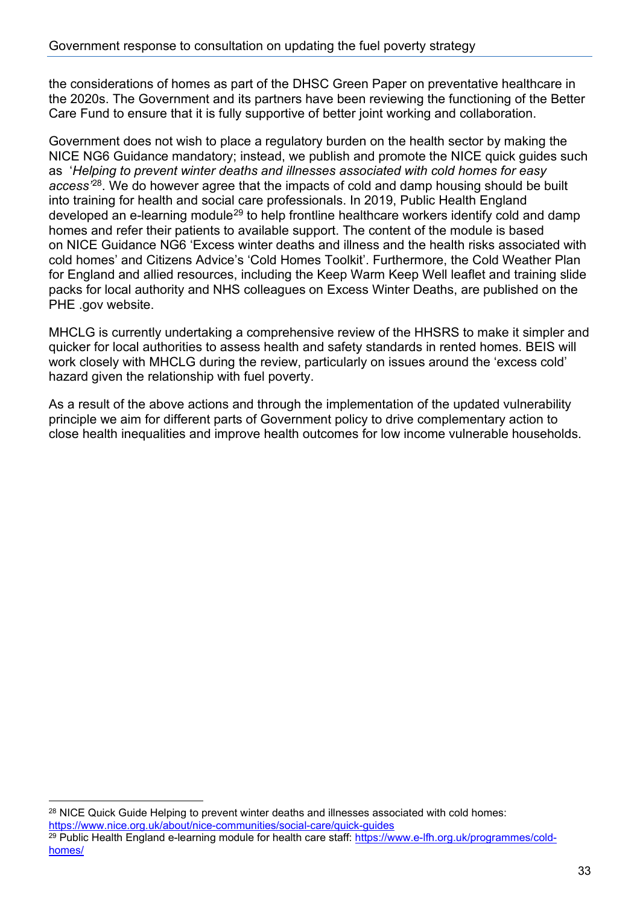the considerations of homes as part of the DHSC Green Paper on preventative healthcare in the 2020s. The Government and its partners have been reviewing the functioning of the Better Care Fund to ensure that it is fully supportive of better joint working and collaboration.

Government does not wish to place a regulatory burden on the health sector by making the NICE NG6 Guidance mandatory; instead, we publish and promote the NICE quick guides such as '*Helping to prevent winter deaths and illnesses associated with cold homes for easy access'*[28]. We do however agree that the impacts of cold and damp housing should be built into training for health and social care professionals. In 2019, Public Health England developed an e-learning module[29] to help frontline healthcare workers identify cold and damp homes and refer their patients to available support. The content of the module is based on NICE Guidance NG6 'Excess winter deaths and illness and the health risks associated with cold homes' and Citizens Advice's 'Cold Homes Toolkit'. Furthermore, the Cold Weather Plan for England and allied resources, including the Keep Warm Keep Well leaflet and training slide packs for local authority and NHS colleagues on Excess Winter Deaths, are published on the PHE .gov website.

MHCLG is currently undertaking a comprehensive review of the HHSRS to make it simpler and quicker for local authorities to assess health and safety standards in rented homes. BEIS will work closely with MHCLG during the review, particularly on issues around the 'excess cold' hazard given the relationship with fuel poverty.

As a result of the above actions and through the implementation of the updated vulnerability principle we aim for different parts of Government policy to drive complementary action to close health inequalities and improve health outcomes for low income vulnerable households.

---

[28] NICE Quick Guide Helping to prevent winter deaths and illnesses associated with cold homes: https://www.nice.org.uk/about/nice-communities/social-care/quick-guides

[29] Public Health England e-learning module for health care staff: https://www.e-lfh.org.uk/programmes/cold-homes/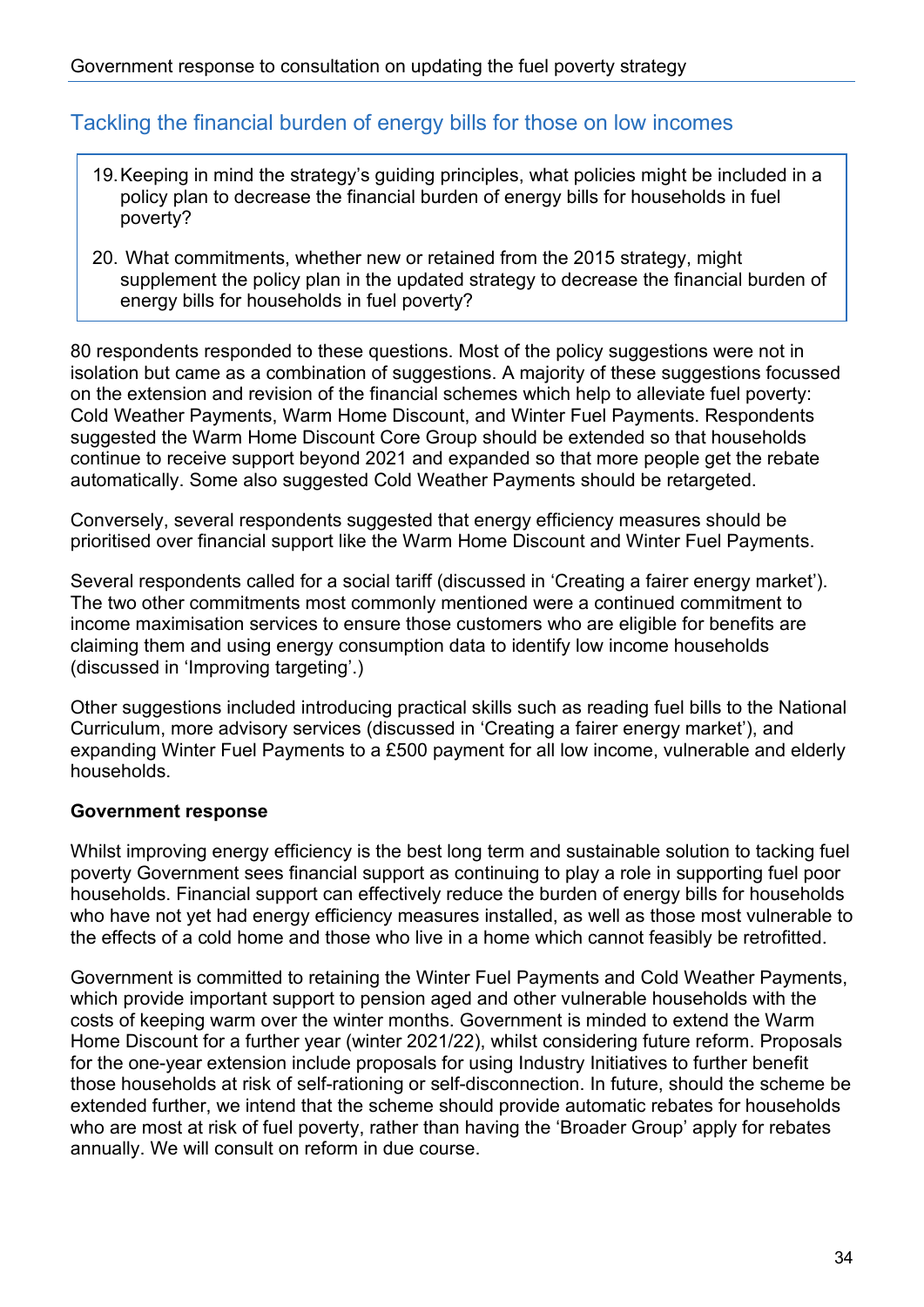## Tackling the financial burden of energy bills for those on low incomes

> 19. Keeping in mind the strategy's guiding principles, what policies might be included in a policy plan to decrease the financial burden of energy bills for households in fuel poverty?
>
> 20. What commitments, whether new or retained from the 2015 strategy, might supplement the policy plan in the updated strategy to decrease the financial burden of energy bills for households in fuel poverty?

80 respondents responded to these questions. Most of the policy suggestions were not in isolation but came as a combination of suggestions. A majority of these suggestions focussed on the extension and revision of the financial schemes which help to alleviate fuel poverty: Cold Weather Payments, Warm Home Discount, and Winter Fuel Payments. Respondents suggested the Warm Home Discount Core Group should be extended so that households continue to receive support beyond 2021 and expanded so that more people get the rebate automatically. Some also suggested Cold Weather Payments should be retargeted.

Conversely, several respondents suggested that energy efficiency measures should be prioritised over financial support like the Warm Home Discount and Winter Fuel Payments.

Several respondents called for a social tariff (discussed in 'Creating a fairer energy market'). The two other commitments most commonly mentioned were a continued commitment to income maximisation services to ensure those customers who are eligible for benefits are claiming them and using energy consumption data to identify low income households (discussed in 'Improving targeting'.)

Other suggestions included introducing practical skills such as reading fuel bills to the National Curriculum, more advisory services (discussed in 'Creating a fairer energy market'), and expanding Winter Fuel Payments to a £500 payment for all low income, vulnerable and elderly households.

**Government response**

Whilst improving energy efficiency is the best long term and sustainable solution to tacking fuel poverty Government sees financial support as continuing to play a role in supporting fuel poor households. Financial support can effectively reduce the burden of energy bills for households who have not yet had energy efficiency measures installed, as well as those most vulnerable to the effects of a cold home and those who live in a home which cannot feasibly be retrofitted.

Government is committed to retaining the Winter Fuel Payments and Cold Weather Payments, which provide important support to pension aged and other vulnerable households with the costs of keeping warm over the winter months. Government is minded to extend the Warm Home Discount for a further year (winter 2021/22), whilst considering future reform. Proposals for the one-year extension include proposals for using Industry Initiatives to further benefit those households at risk of self-rationing or self-disconnection. In future, should the scheme be extended further, we intend that the scheme should provide automatic rebates for households who are most at risk of fuel poverty, rather than having the 'Broader Group' apply for rebates annually. We will consult on reform in due course.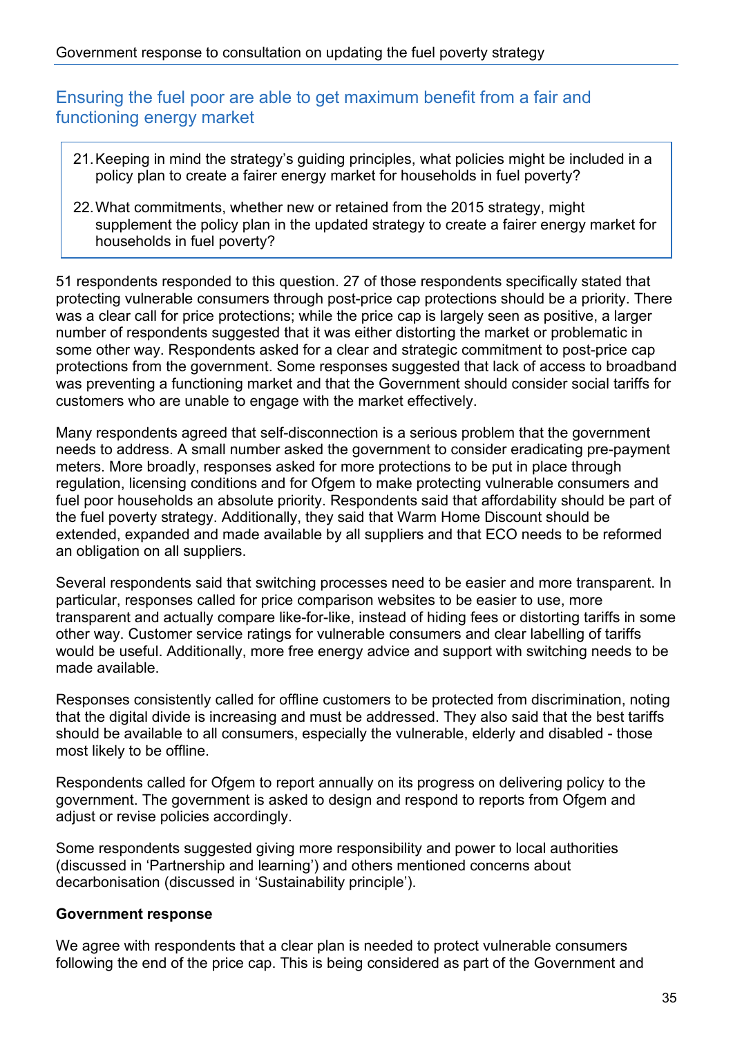## Ensuring the fuel poor are able to get maximum benefit from a fair and functioning energy market

21. Keeping in mind the strategy's guiding principles, what policies might be included in a policy plan to create a fairer energy market for households in fuel poverty?
22. What commitments, whether new or retained from the 2015 strategy, might supplement the policy plan in the updated strategy to create a fairer energy market for households in fuel poverty?

51 respondents responded to this question. 27 of those respondents specifically stated that protecting vulnerable consumers through post-price cap protections should be a priority. There was a clear call for price protections; while the price cap is largely seen as positive, a larger number of respondents suggested that it was either distorting the market or problematic in some other way. Respondents asked for a clear and strategic commitment to post-price cap protections from the government. Some responses suggested that lack of access to broadband was preventing a functioning market and that the Government should consider social tariffs for customers who are unable to engage with the market effectively.

Many respondents agreed that self-disconnection is a serious problem that the government needs to address. A small number asked the government to consider eradicating pre-payment meters. More broadly, responses asked for more protections to be put in place through regulation, licensing conditions and for Ofgem to make protecting vulnerable consumers and fuel poor households an absolute priority. Respondents said that affordability should be part of the fuel poverty strategy. Additionally, they said that Warm Home Discount should be extended, expanded and made available by all suppliers and that ECO needs to be reformed an obligation on all suppliers.

Several respondents said that switching processes need to be easier and more transparent. In particular, responses called for price comparison websites to be easier to use, more transparent and actually compare like-for-like, instead of hiding fees or distorting tariffs in some other way. Customer service ratings for vulnerable consumers and clear labelling of tariffs would be useful. Additionally, more free energy advice and support with switching needs to be made available.

Responses consistently called for offline customers to be protected from discrimination, noting that the digital divide is increasing and must be addressed. They also said that the best tariffs should be available to all consumers, especially the vulnerable, elderly and disabled - those most likely to be offline.

Respondents called for Ofgem to report annually on its progress on delivering policy to the government. The government is asked to design and respond to reports from Ofgem and adjust or revise policies accordingly.

Some respondents suggested giving more responsibility and power to local authorities (discussed in 'Partnership and learning') and others mentioned concerns about decarbonisation (discussed in 'Sustainability principle').

**Government response**

We agree with respondents that a clear plan is needed to protect vulnerable consumers following the end of the price cap. This is being considered as part of the Government and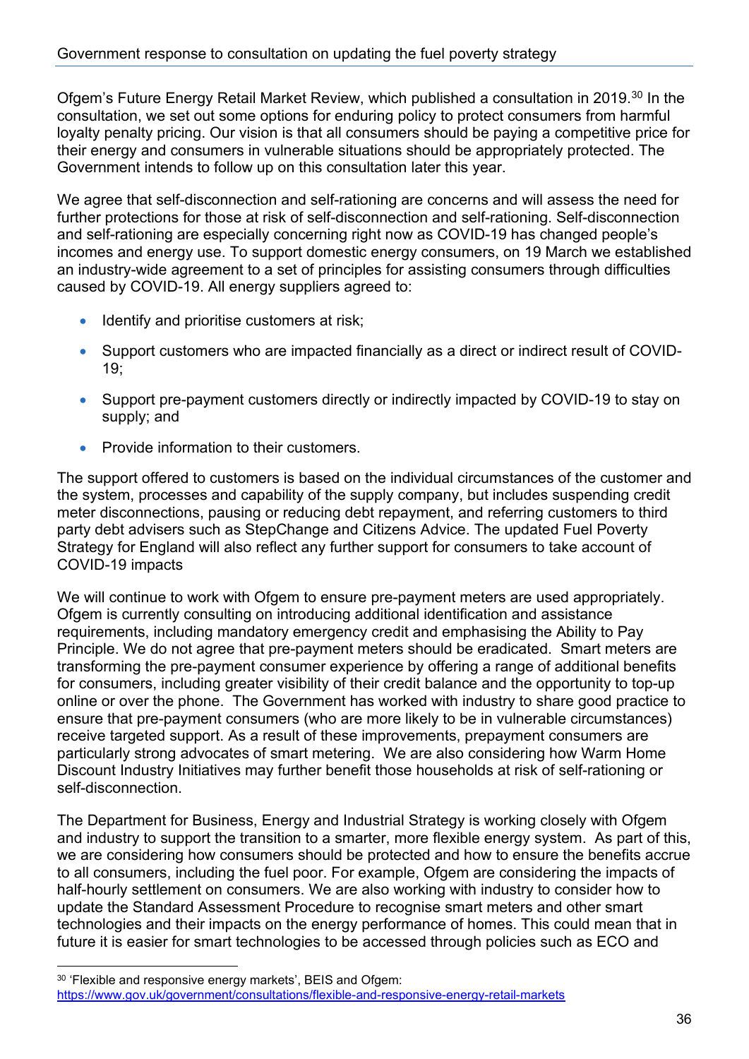Ofgem's Future Energy Retail Market Review, which published a consultation in 2019.[30] In the consultation, we set out some options for enduring policy to protect consumers from harmful loyalty penalty pricing. Our vision is that all consumers should be paying a competitive price for their energy and consumers in vulnerable situations should be appropriately protected. The Government intends to follow up on this consultation later this year.

We agree that self-disconnection and self-rationing are concerns and will assess the need for further protections for those at risk of self-disconnection and self-rationing. Self-disconnection and self-rationing are especially concerning right now as COVID-19 has changed people's incomes and energy use. To support domestic energy consumers, on 19 March we established an industry-wide agreement to a set of principles for assisting consumers through difficulties caused by COVID-19. All energy suppliers agreed to:

- Identify and prioritise customers at risk;
- Support customers who are impacted financially as a direct or indirect result of COVID-19;
- Support pre-payment customers directly or indirectly impacted by COVID-19 to stay on supply; and
- Provide information to their customers.

The support offered to customers is based on the individual circumstances of the customer and the system, processes and capability of the supply company, but includes suspending credit meter disconnections, pausing or reducing debt repayment, and referring customers to third party debt advisers such as StepChange and Citizens Advice. The updated Fuel Poverty Strategy for England will also reflect any further support for consumers to take account of COVID-19 impacts

We will continue to work with Ofgem to ensure pre-payment meters are used appropriately. Ofgem is currently consulting on introducing additional identification and assistance requirements, including mandatory emergency credit and emphasising the Ability to Pay Principle. We do not agree that pre-payment meters should be eradicated. Smart meters are transforming the pre-payment consumer experience by offering a range of additional benefits for consumers, including greater visibility of their credit balance and the opportunity to top-up online or over the phone. The Government has worked with industry to share good practice to ensure that pre-payment consumers (who are more likely to be in vulnerable circumstances) receive targeted support. As a result of these improvements, prepayment consumers are particularly strong advocates of smart metering. We are also considering how Warm Home Discount Industry Initiatives may further benefit those households at risk of self-rationing or self-disconnection.

The Department for Business, Energy and Industrial Strategy is working closely with Ofgem and industry to support the transition to a smarter, more flexible energy system. As part of this, we are considering how consumers should be protected and how to ensure the benefits accrue to all consumers, including the fuel poor. For example, Ofgem are considering the impacts of half-hourly settlement on consumers. We are also working with industry to consider how to update the Standard Assessment Procedure to recognise smart meters and other smart technologies and their impacts on the energy performance of homes. This could mean that in future it is easier for smart technologies to be accessed through policies such as ECO and

[30] 'Flexible and responsive energy markets', BEIS and Ofgem: https://www.gov.uk/government/consultations/flexible-and-responsive-energy-retail-markets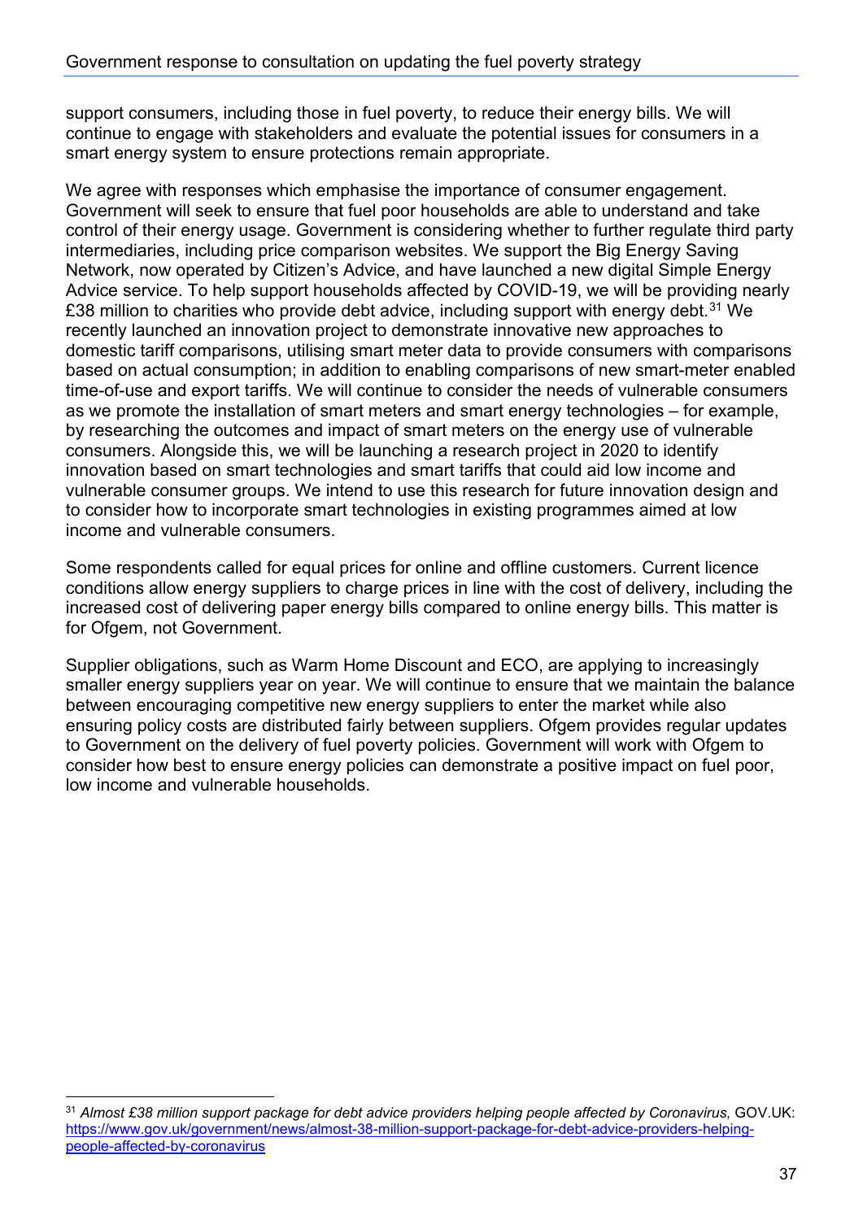support consumers, including those in fuel poverty, to reduce their energy bills. We will continue to engage with stakeholders and evaluate the potential issues for consumers in a smart energy system to ensure protections remain appropriate.

We agree with responses which emphasise the importance of consumer engagement. Government will seek to ensure that fuel poor households are able to understand and take control of their energy usage. Government is considering whether to further regulate third party intermediaries, including price comparison websites. We support the Big Energy Saving Network, now operated by Citizen's Advice, and have launched a new digital Simple Energy Advice service. To help support households affected by COVID-19, we will be providing nearly £38 million to charities who provide debt advice, including support with energy debt.[31] We recently launched an innovation project to demonstrate innovative new approaches to domestic tariff comparisons, utilising smart meter data to provide consumers with comparisons based on actual consumption; in addition to enabling comparisons of new smart-meter enabled time-of-use and export tariffs. We will continue to consider the needs of vulnerable consumers as we promote the installation of smart meters and smart energy technologies – for example, by researching the outcomes and impact of smart meters on the energy use of vulnerable consumers. Alongside this, we will be launching a research project in 2020 to identify innovation based on smart technologies and smart tariffs that could aid low income and vulnerable consumer groups. We intend to use this research for future innovation design and to consider how to incorporate smart technologies in existing programmes aimed at low income and vulnerable consumers.

Some respondents called for equal prices for online and offline customers. Current licence conditions allow energy suppliers to charge prices in line with the cost of delivery, including the increased cost of delivering paper energy bills compared to online energy bills. This matter is for Ofgem, not Government.

Supplier obligations, such as Warm Home Discount and ECO, are applying to increasingly smaller energy suppliers year on year. We will continue to ensure that we maintain the balance between encouraging competitive new energy suppliers to enter the market while also ensuring policy costs are distributed fairly between suppliers. Ofgem provides regular updates to Government on the delivery of fuel poverty policies. Government will work with Ofgem to consider how best to ensure energy policies can demonstrate a positive impact on fuel poor, low income and vulnerable households.

---

[31] *Almost £38 million support package for debt advice providers helping people affected by Coronavirus,* GOV.UK: https://www.gov.uk/government/news/almost-38-million-support-package-for-debt-advice-providers-helping-people-affected-by-coronavirus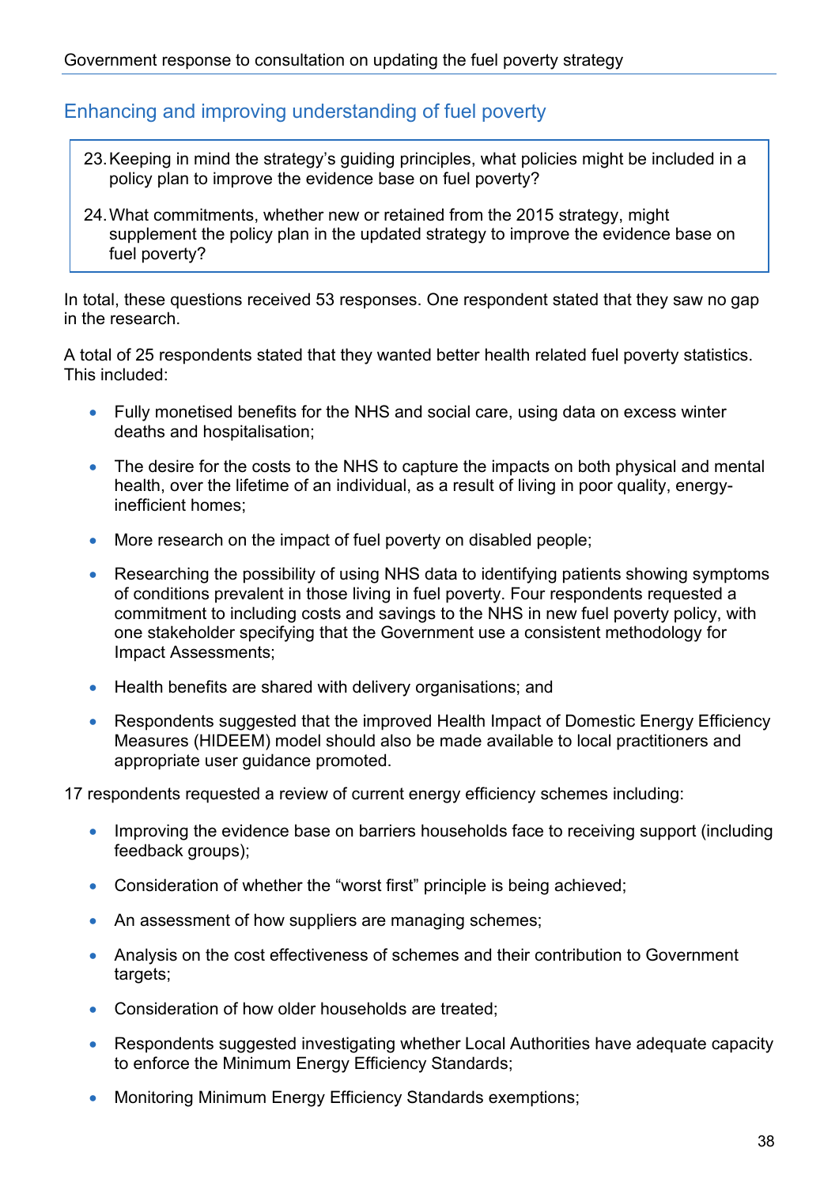## Enhancing and improving understanding of fuel poverty

23. Keeping in mind the strategy's guiding principles, what policies might be included in a policy plan to improve the evidence base on fuel poverty?

24. What commitments, whether new or retained from the 2015 strategy, might supplement the policy plan in the updated strategy to improve the evidence base on fuel poverty?

In total, these questions received 53 responses. One respondent stated that they saw no gap in the research.

A total of 25 respondents stated that they wanted better health related fuel poverty statistics. This included:

- Fully monetised benefits for the NHS and social care, using data on excess winter deaths and hospitalisation;
- The desire for the costs to the NHS to capture the impacts on both physical and mental health, over the lifetime of an individual, as a result of living in poor quality, energy-inefficient homes;
- More research on the impact of fuel poverty on disabled people;
- Researching the possibility of using NHS data to identifying patients showing symptoms of conditions prevalent in those living in fuel poverty. Four respondents requested a commitment to including costs and savings to the NHS in new fuel poverty policy, with one stakeholder specifying that the Government use a consistent methodology for Impact Assessments;
- Health benefits are shared with delivery organisations; and
- Respondents suggested that the improved Health Impact of Domestic Energy Efficiency Measures (HIDEEM) model should also be made available to local practitioners and appropriate user guidance promoted.

17 respondents requested a review of current energy efficiency schemes including:

- Improving the evidence base on barriers households face to receiving support (including feedback groups);
- Consideration of whether the "worst first" principle is being achieved;
- An assessment of how suppliers are managing schemes;
- Analysis on the cost effectiveness of schemes and their contribution to Government targets;
- Consideration of how older households are treated;
- Respondents suggested investigating whether Local Authorities have adequate capacity to enforce the Minimum Energy Efficiency Standards;
- Monitoring Minimum Energy Efficiency Standards exemptions;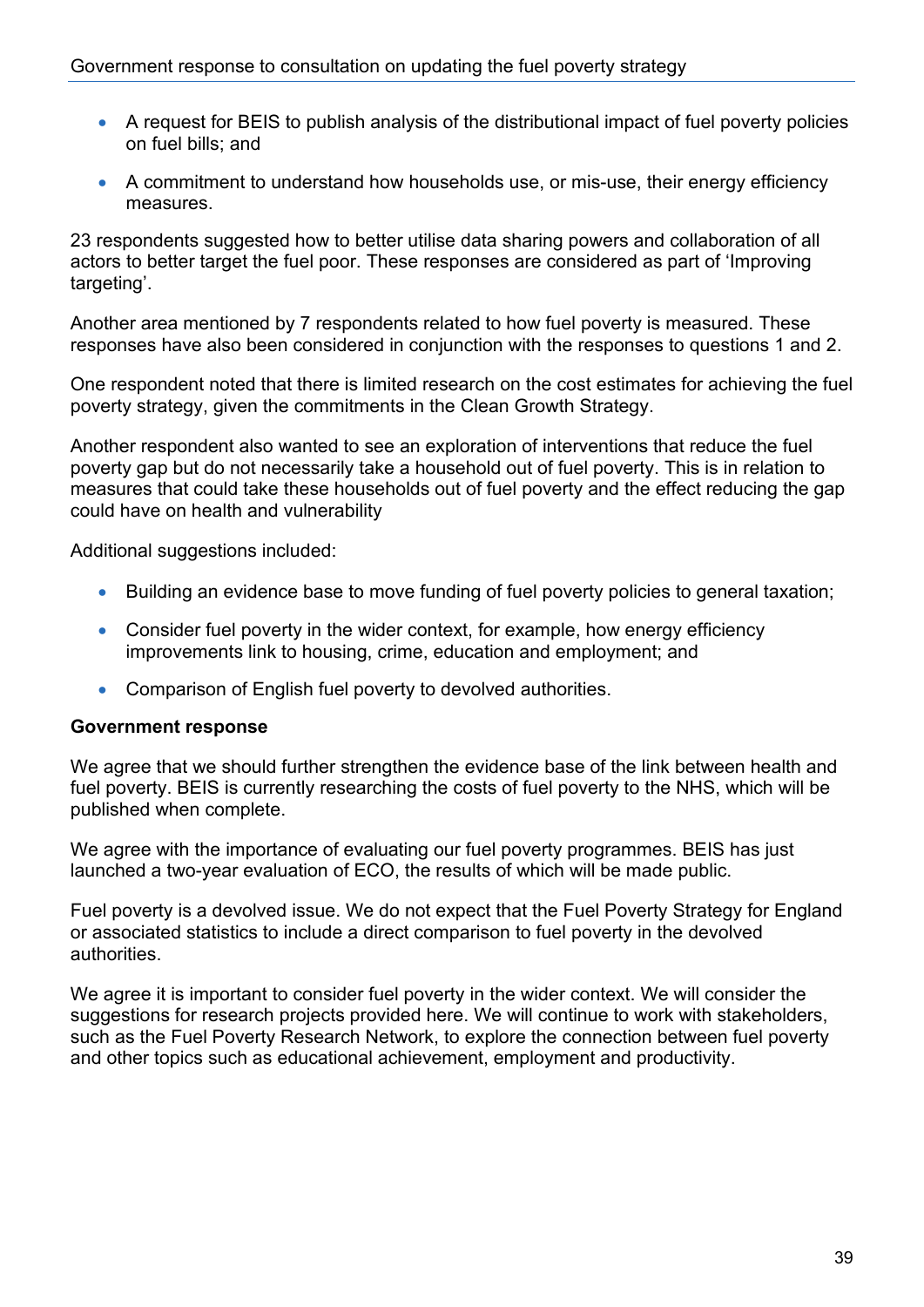- A request for BEIS to publish analysis of the distributional impact of fuel poverty policies on fuel bills; and
- A commitment to understand how households use, or mis-use, their energy efficiency measures.

23 respondents suggested how to better utilise data sharing powers and collaboration of all actors to better target the fuel poor. These responses are considered as part of 'Improving targeting'.

Another area mentioned by 7 respondents related to how fuel poverty is measured. These responses have also been considered in conjunction with the responses to questions 1 and 2.

One respondent noted that there is limited research on the cost estimates for achieving the fuel poverty strategy, given the commitments in the Clean Growth Strategy.

Another respondent also wanted to see an exploration of interventions that reduce the fuel poverty gap but do not necessarily take a household out of fuel poverty. This is in relation to measures that could take these households out of fuel poverty and the effect reducing the gap could have on health and vulnerability

Additional suggestions included:

- Building an evidence base to move funding of fuel poverty policies to general taxation;
- Consider fuel poverty in the wider context, for example, how energy efficiency improvements link to housing, crime, education and employment; and
- Comparison of English fuel poverty to devolved authorities.

**Government response**

We agree that we should further strengthen the evidence base of the link between health and fuel poverty. BEIS is currently researching the costs of fuel poverty to the NHS, which will be published when complete.

We agree with the importance of evaluating our fuel poverty programmes. BEIS has just launched a two-year evaluation of ECO, the results of which will be made public.

Fuel poverty is a devolved issue. We do not expect that the Fuel Poverty Strategy for England or associated statistics to include a direct comparison to fuel poverty in the devolved authorities.

We agree it is important to consider fuel poverty in the wider context. We will consider the suggestions for research projects provided here. We will continue to work with stakeholders, such as the Fuel Poverty Research Network, to explore the connection between fuel poverty and other topics such as educational achievement, employment and productivity.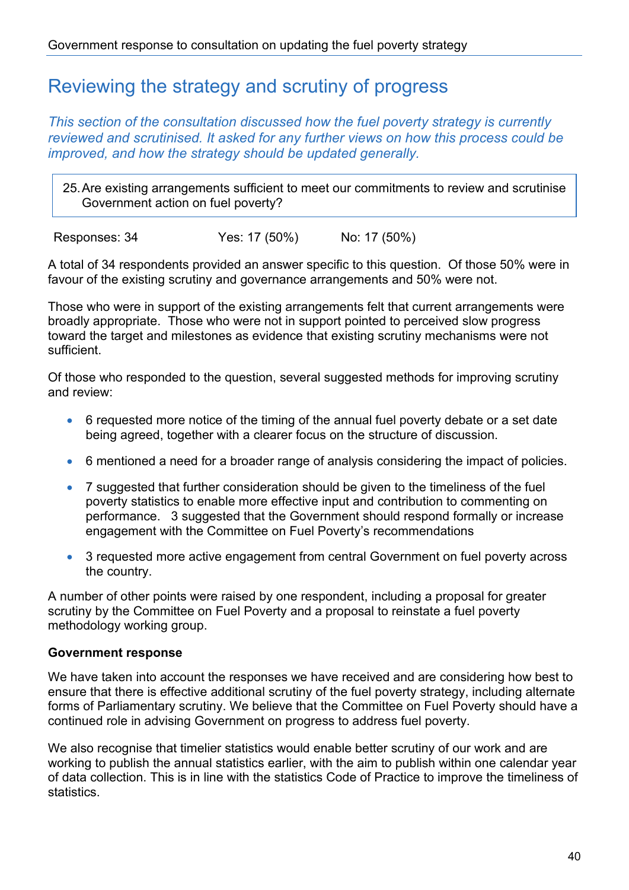## Reviewing the strategy and scrutiny of progress

*This section of the consultation discussed how the fuel poverty strategy is currently reviewed and scrutinised. It asked for any further views on how this process could be improved, and how the strategy should be updated generally.*

25. Are existing arrangements sufficient to meet our commitments to review and scrutinise Government action on fuel poverty?

| Responses: 34 | Yes: 17 (50%) | No: 17 (50%) |
|---|---|---|

A total of 34 respondents provided an answer specific to this question. Of those 50% were in favour of the existing scrutiny and governance arrangements and 50% were not.

Those who were in support of the existing arrangements felt that current arrangements were broadly appropriate. Those who were not in support pointed to perceived slow progress toward the target and milestones as evidence that existing scrutiny mechanisms were not sufficient.

Of those who responded to the question, several suggested methods for improving scrutiny and review:

- 6 requested more notice of the timing of the annual fuel poverty debate or a set date being agreed, together with a clearer focus on the structure of discussion.
- 6 mentioned a need for a broader range of analysis considering the impact of policies.
- 7 suggested that further consideration should be given to the timeliness of the fuel poverty statistics to enable more effective input and contribution to commenting on performance. 3 suggested that the Government should respond formally or increase engagement with the Committee on Fuel Poverty's recommendations
- 3 requested more active engagement from central Government on fuel poverty across the country.

A number of other points were raised by one respondent, including a proposal for greater scrutiny by the Committee on Fuel Poverty and a proposal to reinstate a fuel poverty methodology working group.

**Government response**

We have taken into account the responses we have received and are considering how best to ensure that there is effective additional scrutiny of the fuel poverty strategy, including alternate forms of Parliamentary scrutiny. We believe that the Committee on Fuel Poverty should have a continued role in advising Government on progress to address fuel poverty.

We also recognise that timelier statistics would enable better scrutiny of our work and are working to publish the annual statistics earlier, with the aim to publish within one calendar year of data collection. This is in line with the statistics Code of Practice to improve the timeliness of statistics.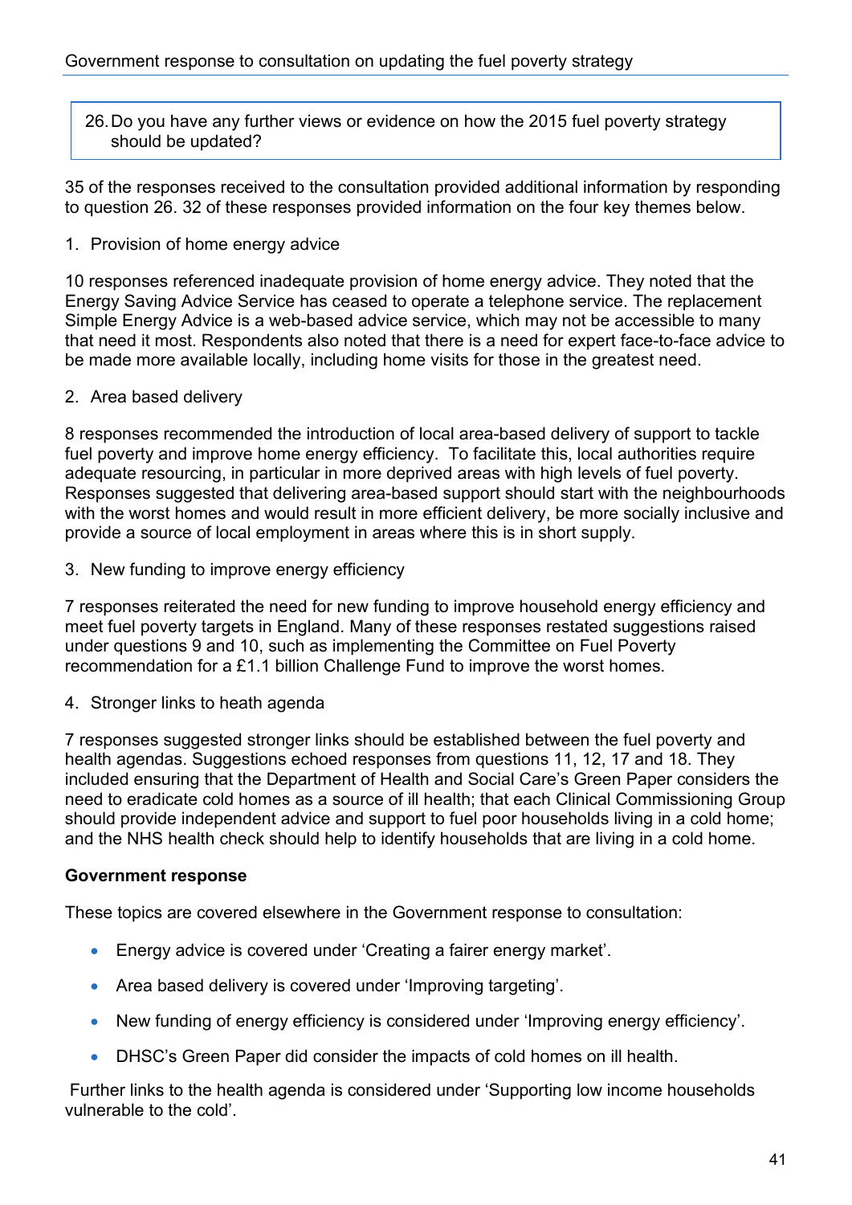26. Do you have any further views or evidence on how the 2015 fuel poverty strategy should be updated?

35 of the responses received to the consultation provided additional information by responding to question 26. 32 of these responses provided information on the four key themes below.

1. Provision of home energy advice

10 responses referenced inadequate provision of home energy advice. They noted that the Energy Saving Advice Service has ceased to operate a telephone service. The replacement Simple Energy Advice is a web-based advice service, which may not be accessible to many that need it most. Respondents also noted that there is a need for expert face-to-face advice to be made more available locally, including home visits for those in the greatest need.

2. Area based delivery

8 responses recommended the introduction of local area-based delivery of support to tackle fuel poverty and improve home energy efficiency. To facilitate this, local authorities require adequate resourcing, in particular in more deprived areas with high levels of fuel poverty. Responses suggested that delivering area-based support should start with the neighbourhoods with the worst homes and would result in more efficient delivery, be more socially inclusive and provide a source of local employment in areas where this is in short supply.

3. New funding to improve energy efficiency

7 responses reiterated the need for new funding to improve household energy efficiency and meet fuel poverty targets in England. Many of these responses restated suggestions raised under questions 9 and 10, such as implementing the Committee on Fuel Poverty recommendation for a £1.1 billion Challenge Fund to improve the worst homes.

4. Stronger links to heath agenda

7 responses suggested stronger links should be established between the fuel poverty and health agendas. Suggestions echoed responses from questions 11, 12, 17 and 18. They included ensuring that the Department of Health and Social Care's Green Paper considers the need to eradicate cold homes as a source of ill health; that each Clinical Commissioning Group should provide independent advice and support to fuel poor households living in a cold home; and the NHS health check should help to identify households that are living in a cold home.

**Government response**

These topics are covered elsewhere in the Government response to consultation:

- Energy advice is covered under 'Creating a fairer energy market'.
- Area based delivery is covered under 'Improving targeting'.
- New funding of energy efficiency is considered under 'Improving energy efficiency'.
- DHSC's Green Paper did consider the impacts of cold homes on ill health.

Further links to the health agenda is considered under 'Supporting low income households vulnerable to the cold'.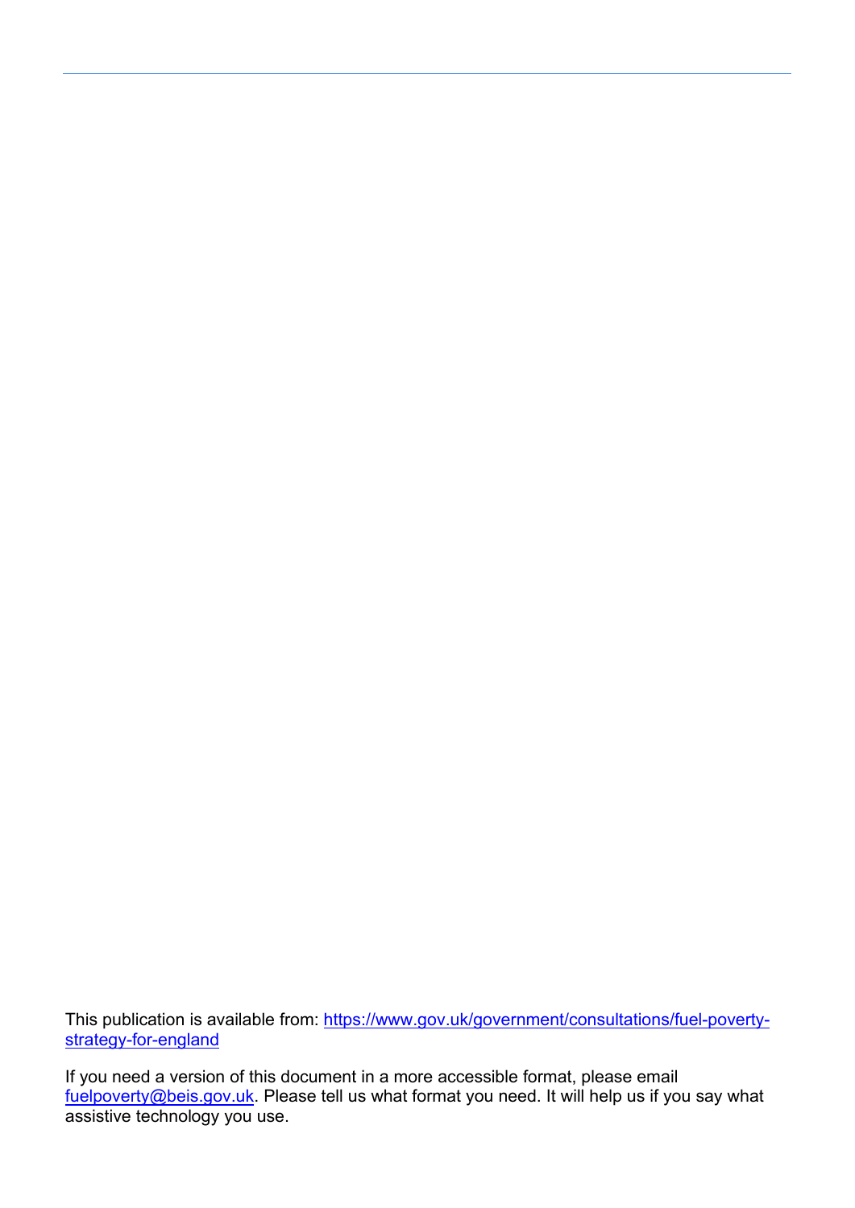This publication is available from: https://www.gov.uk/government/consultations/fuel-poverty-strategy-for-england

If you need a version of this document in a more accessible format, please email fuelpoverty@beis.gov.uk. Please tell us what format you need. It will help us if you say what assistive technology you use.